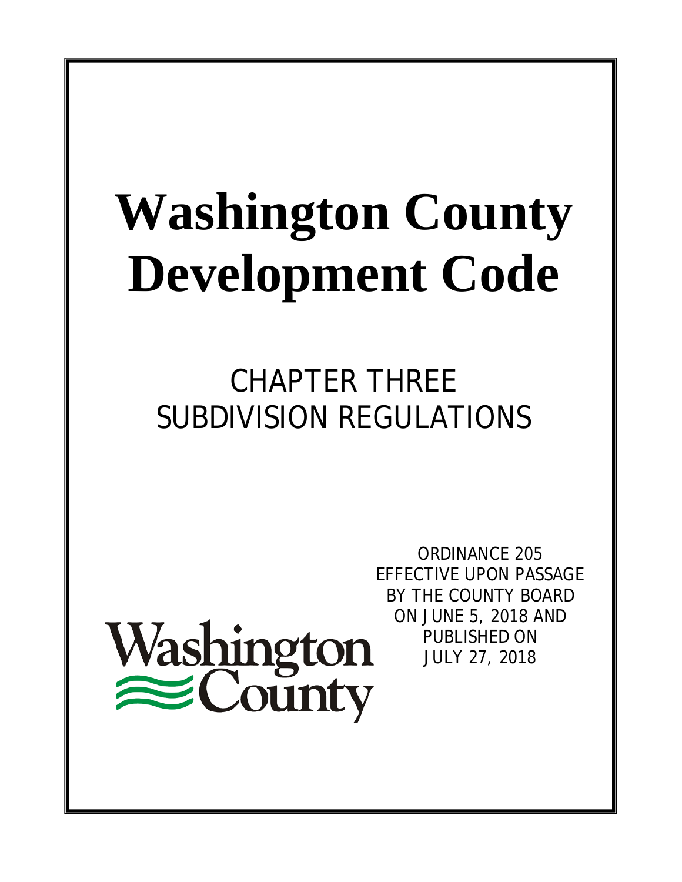# Washington County Development Code

## CHAPTER THREE
## SUBDIVISION REGULATIONS

ORDINANCE 205
EFFECTIVE UPON PASSAGE
BY THE COUNTY BOARD
ON JUNE 5, 2018 AND
PUBLISHED ON
JULY 27, 2018

Washington County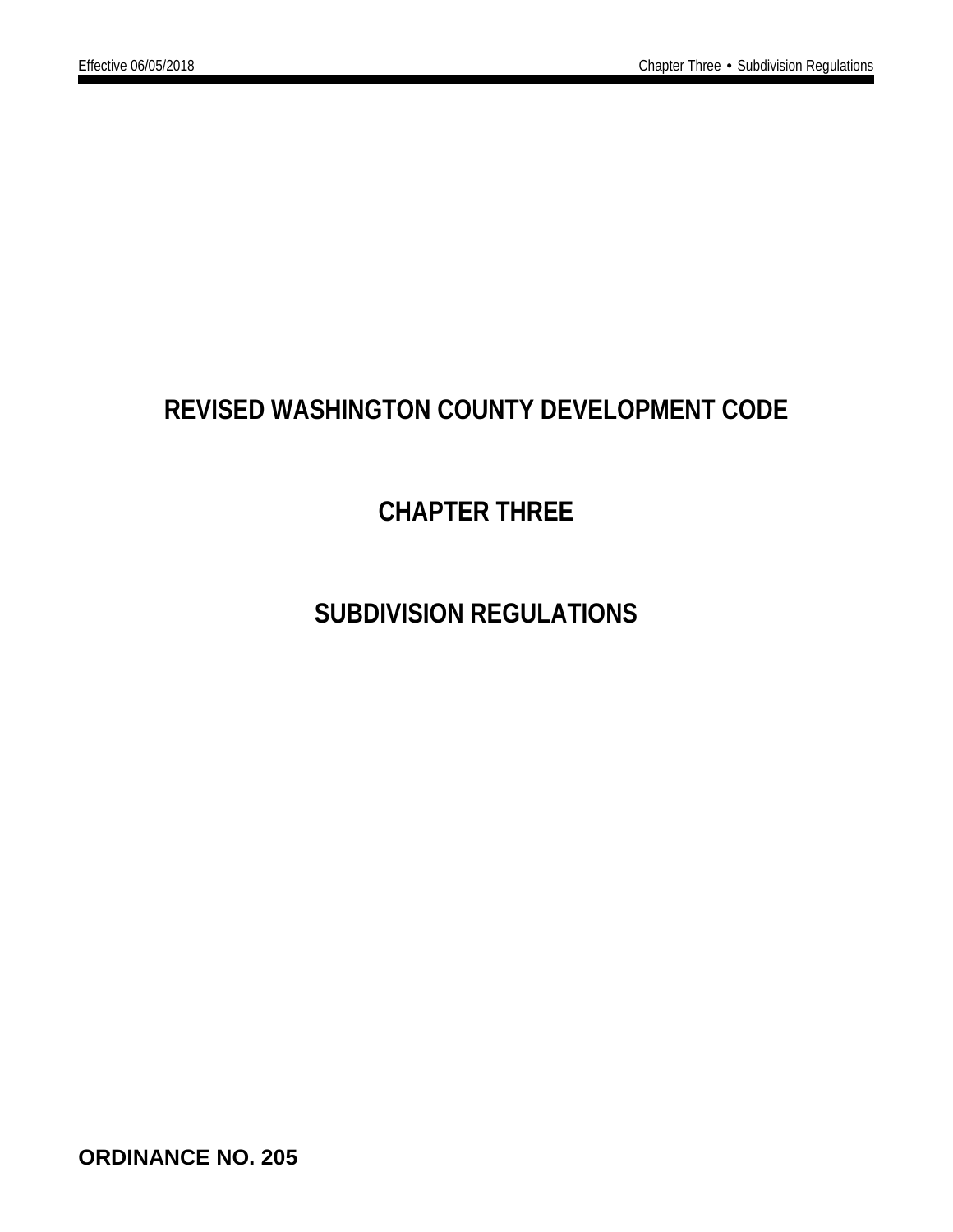# REVISED WASHINGTON COUNTY DEVELOPMENT CODE

# CHAPTER THREE

# SUBDIVISION REGULATIONS

**ORDINANCE NO. 205**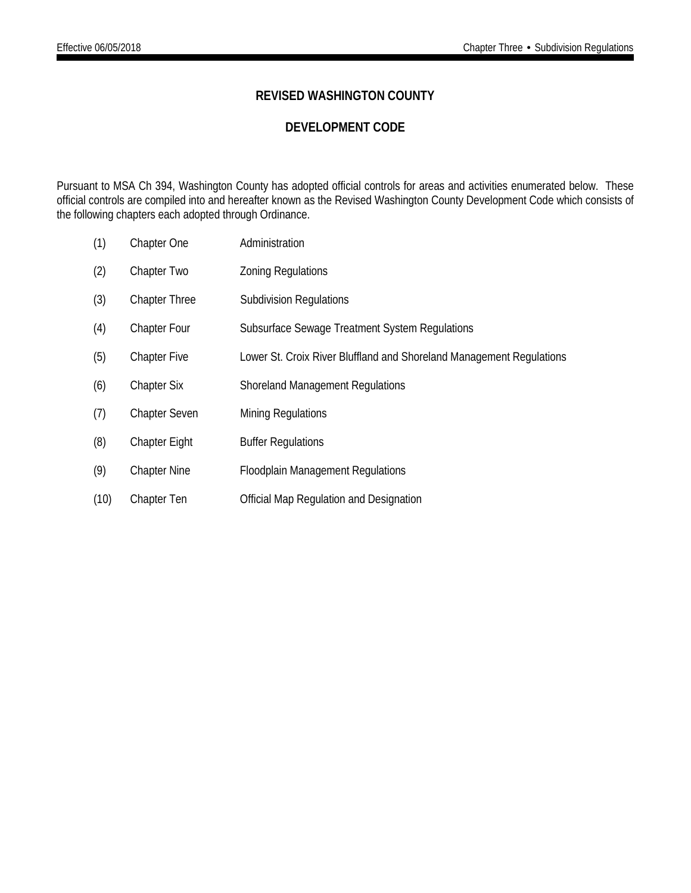# REVISED WASHINGTON COUNTY

# DEVELOPMENT CODE

Pursuant to MSA Ch 394, Washington County has adopted official controls for areas and activities enumerated below. These official controls are compiled into and hereafter known as the Revised Washington County Development Code which consists of the following chapters each adopted through Ordinance.

| | | |
|---|---|---|
| (1) | Chapter One | Administration |
| (2) | Chapter Two | Zoning Regulations |
| (3) | Chapter Three | Subdivision Regulations |
| (4) | Chapter Four | Subsurface Sewage Treatment System Regulations |
| (5) | Chapter Five | Lower St. Croix River Bluffland and Shoreland Management Regulations |
| (6) | Chapter Six | Shoreland Management Regulations |
| (7) | Chapter Seven | Mining Regulations |
| (8) | Chapter Eight | Buffer Regulations |
| (9) | Chapter Nine | Floodplain Management Regulations |
| (10) | Chapter Ten | Official Map Regulation and Designation |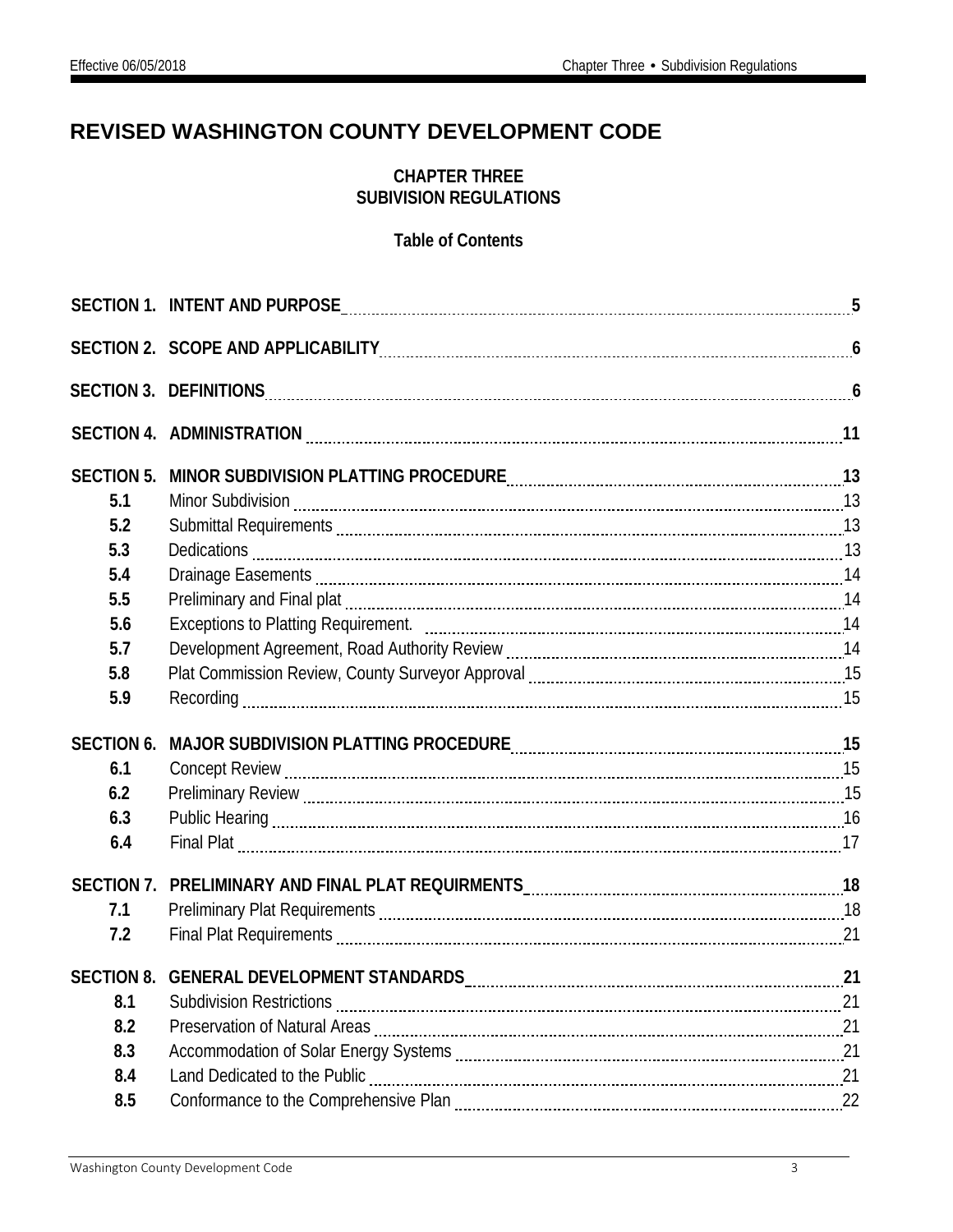# REVISED WASHINGTON COUNTY DEVELOPMENT CODE

**CHAPTER THREE**
**SUBIVISION REGULATIONS**

**Table of Contents**

| | | |
|---|---|---|
| **SECTION 1.** | **INTENT AND PURPOSE** | **5** |
| **SECTION 2.** | **SCOPE AND APPLICABILITY** | **6** |
| **SECTION 3.** | **DEFINITIONS** | **6** |
| **SECTION 4.** | **ADMINISTRATION** | **11** |
| **SECTION 5.** | **MINOR SUBDIVISION PLATTING PROCEDURE** | **13** |
| **5.1** | Minor Subdivision | 13 |
| **5.2** | Submittal Requirements | 13 |
| **5.3** | Dedications | 13 |
| **5.4** | Drainage Easements | 14 |
| **5.5** | Preliminary and Final plat | 14 |
| **5.6** | Exceptions to Platting Requirement. | 14 |
| **5.7** | Development Agreement, Road Authority Review | 14 |
| **5.8** | Plat Commission Review, County Surveyor Approval | 15 |
| **5.9** | Recording | 15 |
| **SECTION 6.** | **MAJOR SUBDIVISION PLATTING PROCEDURE** | **15** |
| **6.1** | Concept Review | 15 |
| **6.2** | Preliminary Review | 15 |
| **6.3** | Public Hearing | 16 |
| **6.4** | Final Plat | 17 |
| **SECTION 7.** | **PRELIMINARY AND FINAL PLAT REQUIRMENTS** | **18** |
| **7.1** | Preliminary Plat Requirements | 18 |
| **7.2** | Final Plat Requirements | 21 |
| **SECTION 8.** | **GENERAL DEVELOPMENT STANDARDS** | **21** |
| **8.1** | Subdivision Restrictions | 21 |
| **8.2** | Preservation of Natural Areas | 21 |
| **8.3** | Accommodation of Solar Energy Systems | 21 |
| **8.4** | Land Dedicated to the Public | 21 |
| **8.5** | Conformance to the Comprehensive Plan | 22 |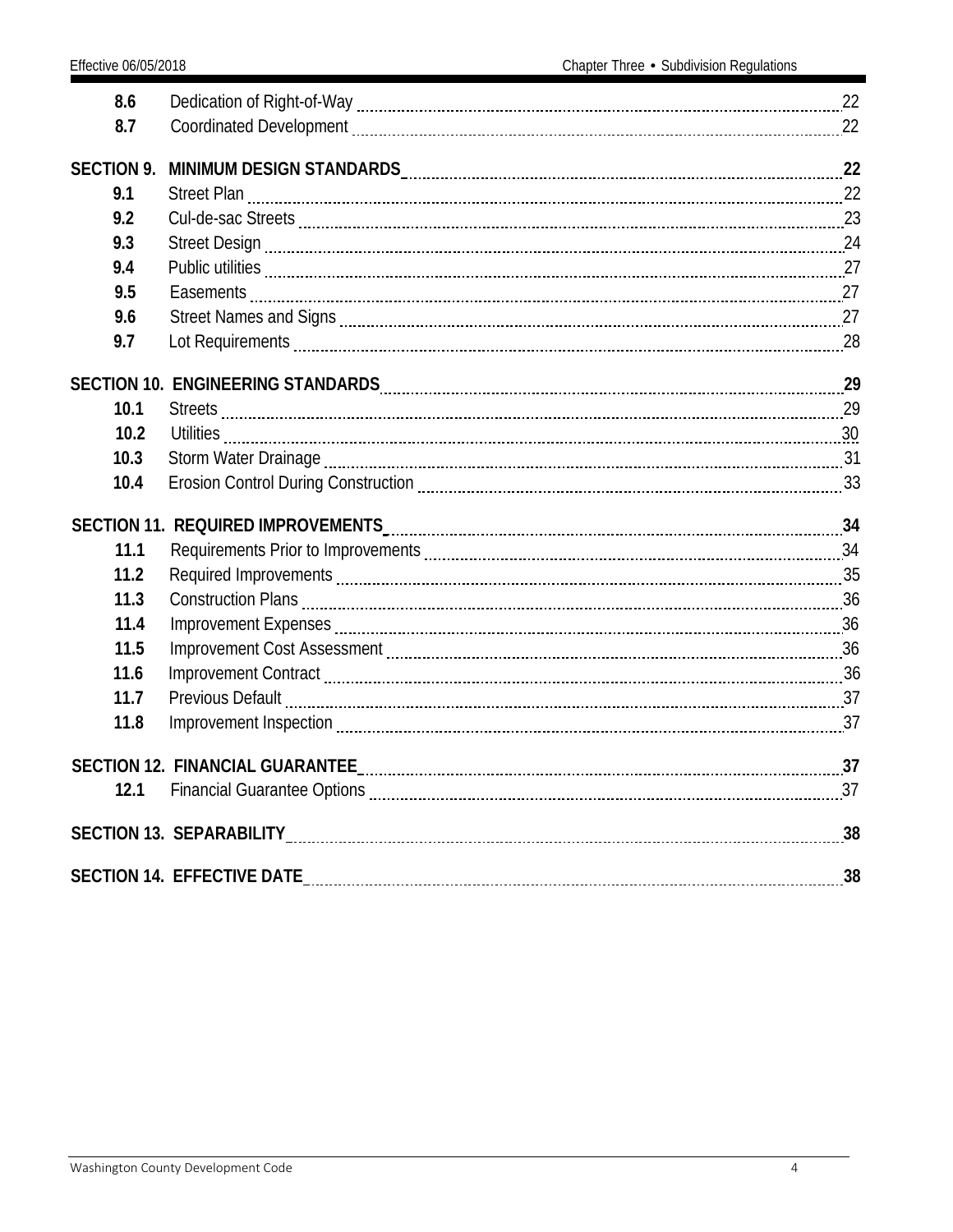| | | |
|---|---|---|
| **8.6** | Dedication of Right-of-Way | 22 |
| **8.7** | Coordinated Development | 22 |
| **SECTION 9.** | **MINIMUM DESIGN STANDARDS** | **22** |
| **9.1** | Street Plan | 22 |
| **9.2** | Cul-de-sac Streets | 23 |
| **9.3** | Street Design | 24 |
| **9.4** | Public utilities | 27 |
| **9.5** | Easements | 27 |
| **9.6** | Street Names and Signs | 27 |
| **9.7** | Lot Requirements | 28 |
| **SECTION 10.** | **ENGINEERING STANDARDS** | **29** |
| **10.1** | Streets | 29 |
| **10.2** | Utilities | 30 |
| **10.3** | Storm Water Drainage | 31 |
| **10.4** | Erosion Control During Construction | 33 |
| **SECTION 11.** | **REQUIRED IMPROVEMENTS** | **34** |
| **11.1** | Requirements Prior to Improvements | 34 |
| **11.2** | Required Improvements | 35 |
| **11.3** | Construction Plans | 36 |
| **11.4** | Improvement Expenses | 36 |
| **11.5** | Improvement Cost Assessment | 36 |
| **11.6** | Improvement Contract | 36 |
| **11.7** | Previous Default | 37 |
| **11.8** | Improvement Inspection | 37 |
| **SECTION 12.** | **FINANCIAL GUARANTEE** | **37** |
| **12.1** | Financial Guarantee Options | 37 |
| **SECTION 13.** | **SEPARABILITY** | **38** |
| **SECTION 14.** | **EFFECTIVE DATE** | **38** |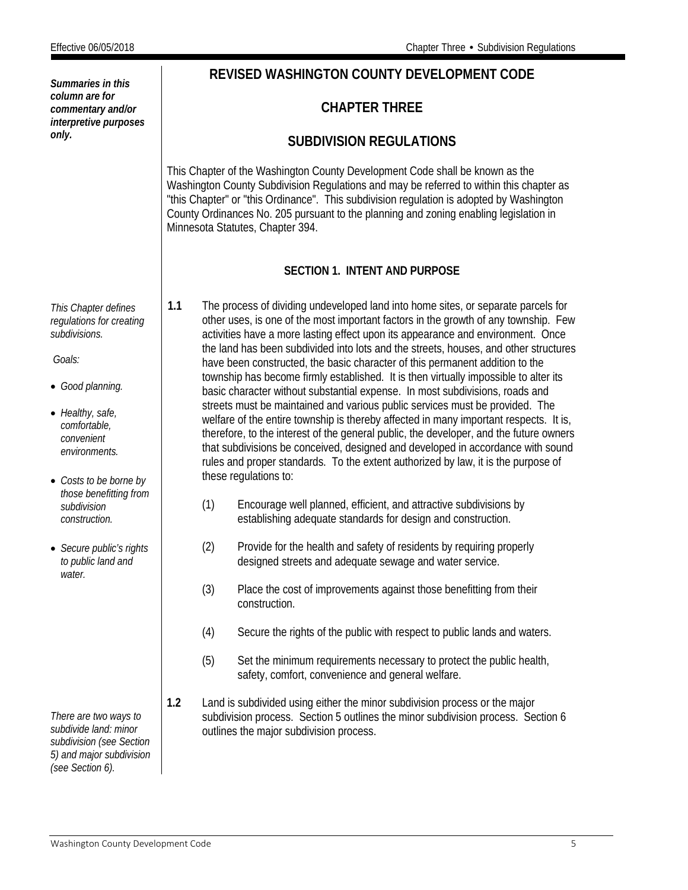*Summaries in this column are for commentary and/or interpretive purposes only.*

# REVISED WASHINGTON COUNTY DEVELOPMENT CODE

## CHAPTER THREE

## SUBDIVISION REGULATIONS

This Chapter of the Washington County Development Code shall be known as the Washington County Subdivision Regulations and may be referred to within this chapter as "this Chapter" or "this Ordinance". This subdivision regulation is adopted by Washington County Ordinances No. 205 pursuant to the planning and zoning enabling legislation in Minnesota Statutes, Chapter 394.

### SECTION 1. INTENT AND PURPOSE

*This Chapter defines regulations for creating subdivisions.*

*Goals:*

- *Good planning.*
- *Healthy, safe, comfortable, convenient environments.*
- *Costs to be borne by those benefitting from subdivision construction.*
- *Secure public's rights to public land and water.*

**1.1** The process of dividing undeveloped land into home sites, or separate parcels for other uses, is one of the most important factors in the growth of any township. Few activities have a more lasting effect upon its appearance and environment. Once the land has been subdivided into lots and the streets, houses, and other structures have been constructed, the basic character of this permanent addition to the township has become firmly established. It is then virtually impossible to alter its basic character without substantial expense. In most subdivisions, roads and streets must be maintained and various public services must be provided. The welfare of the entire township is thereby affected in many important respects. It is, therefore, to the interest of the general public, the developer, and the future owners that subdivisions be conceived, designed and developed in accordance with sound rules and proper standards. To the extent authorized by law, it is the purpose of these regulations to:

(1) Encourage well planned, efficient, and attractive subdivisions by establishing adequate standards for design and construction.

(2) Provide for the health and safety of residents by requiring properly designed streets and adequate sewage and water service.

(3) Place the cost of improvements against those benefitting from their construction.

(4) Secure the rights of the public with respect to public lands and waters.

(5) Set the minimum requirements necessary to protect the public health, safety, comfort, convenience and general welfare.

*There are two ways to subdivide land: minor subdivision (see Section 5) and major subdivision (see Section 6).*

**1.2** Land is subdivided using either the minor subdivision process or the major subdivision process. Section 5 outlines the minor subdivision process. Section 6 outlines the major subdivision process.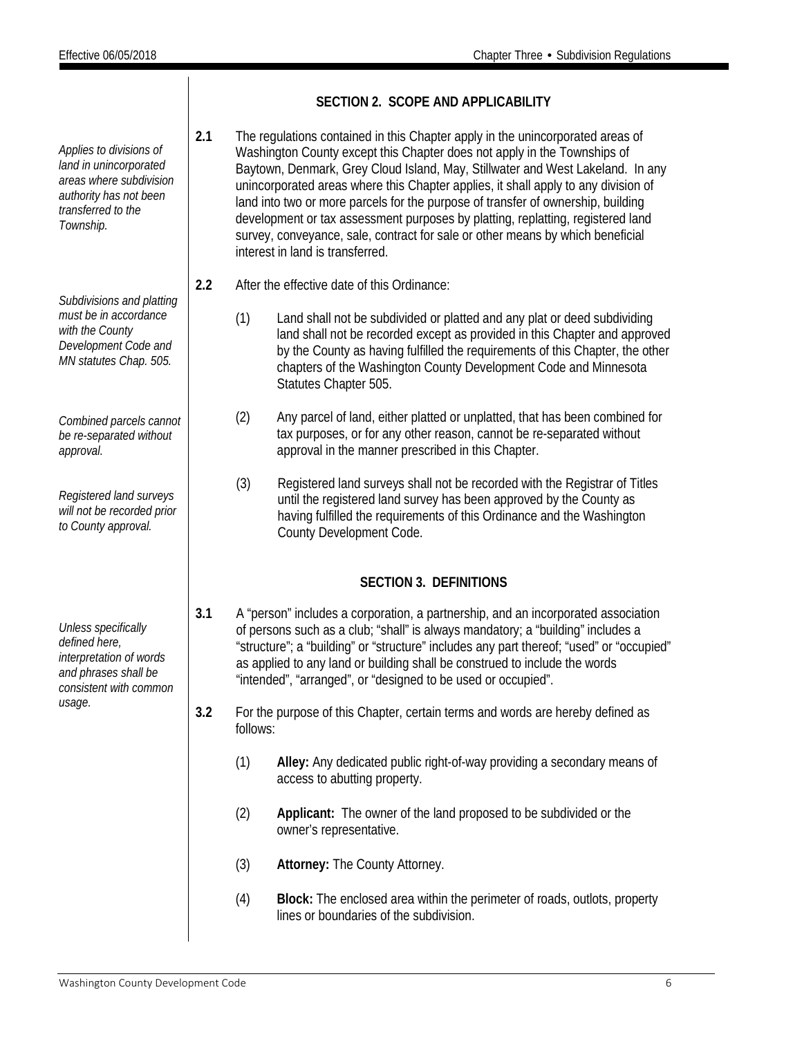## SECTION 2. SCOPE AND APPLICABILITY

*Applies to divisions of land in unincorporated areas where subdivision authority has not been transferred to the Township.*

**2.1** The regulations contained in this Chapter apply in the unincorporated areas of Washington County except this Chapter does not apply in the Townships of Baytown, Denmark, Grey Cloud Island, May, Stillwater and West Lakeland. In any unincorporated areas where this Chapter applies, it shall apply to any division of land into two or more parcels for the purpose of transfer of ownership, building development or tax assessment purposes by platting, replatting, registered land survey, conveyance, sale, contract for sale or other means by which beneficial interest in land is transferred.

**2.2** After the effective date of this Ordinance:

*Subdivisions and platting must be in accordance with the County Development Code and MN statutes Chap. 505.*

(1) Land shall not be subdivided or platted and any plat or deed subdividing land shall not be recorded except as provided in this Chapter and approved by the County as having fulfilled the requirements of this Chapter, the other chapters of the Washington County Development Code and Minnesota Statutes Chapter 505.

*Combined parcels cannot be re-separated without approval.*

(2) Any parcel of land, either platted or unplatted, that has been combined for tax purposes, or for any other reason, cannot be re-separated without approval in the manner prescribed in this Chapter.

*Registered land surveys will not be recorded prior to County approval.*

(3) Registered land surveys shall not be recorded with the Registrar of Titles until the registered land survey has been approved by the County as having fulfilled the requirements of this Ordinance and the Washington County Development Code.

## SECTION 3. DEFINITIONS

*Unless specifically defined here, interpretation of words and phrases shall be consistent with common usage.*

**3.1** A "person" includes a corporation, a partnership, and an incorporated association of persons such as a club; "shall" is always mandatory; a "building" includes a "structure"; a "building" or "structure" includes any part thereof; "used" or "occupied" as applied to any land or building shall be construed to include the words "intended", "arranged", or "designed to be used or occupied".

**3.2** For the purpose of this Chapter, certain terms and words are hereby defined as follows:

(1) **Alley:** Any dedicated public right-of-way providing a secondary means of access to abutting property.

(2) **Applicant:** The owner of the land proposed to be subdivided or the owner's representative.

(3) **Attorney:** The County Attorney.

(4) **Block:** The enclosed area within the perimeter of roads, outlots, property lines or boundaries of the subdivision.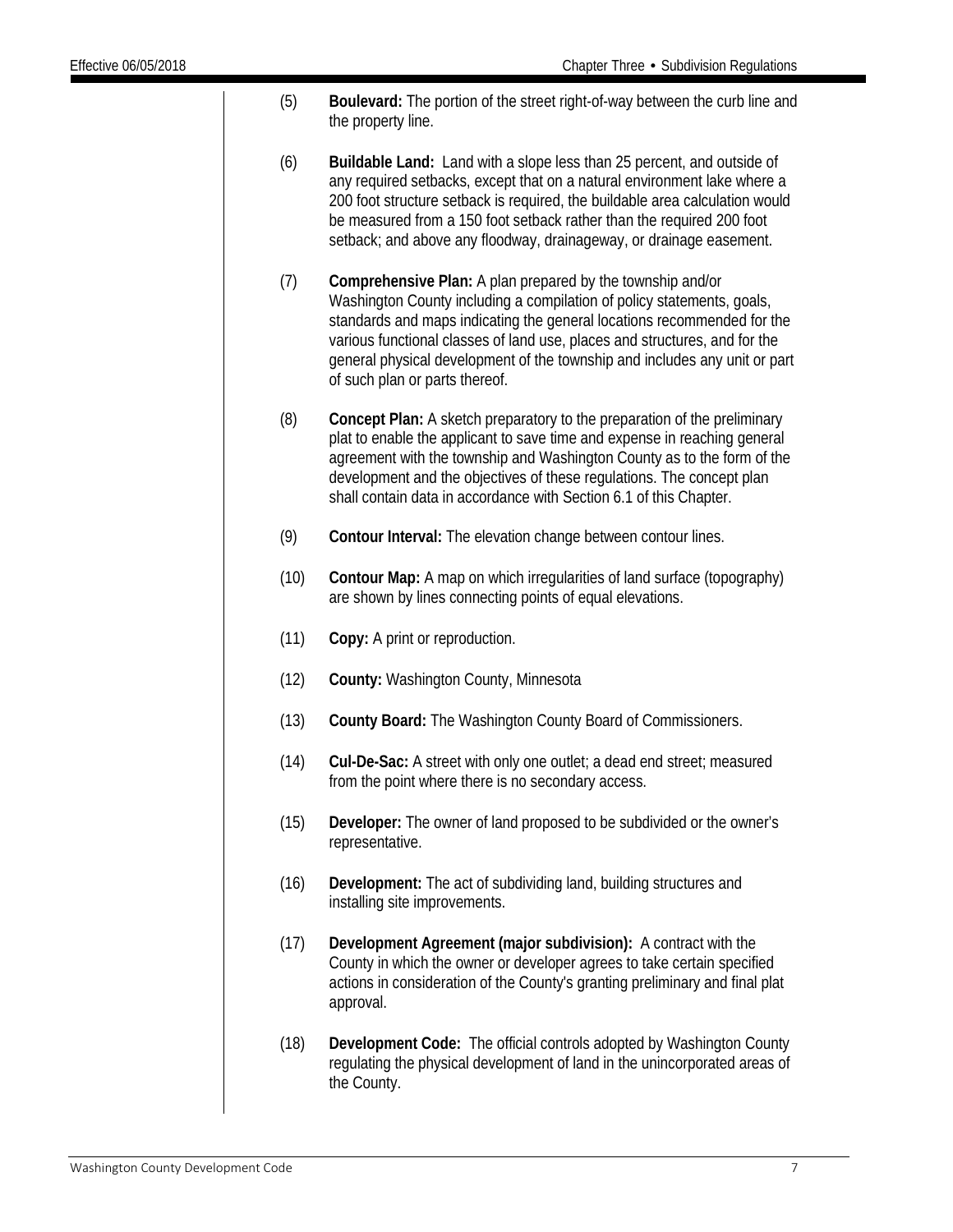(5) **Boulevard:** The portion of the street right-of-way between the curb line and the property line.

(6) **Buildable Land:** Land with a slope less than 25 percent, and outside of any required setbacks, except that on a natural environment lake where a 200 foot structure setback is required, the buildable area calculation would be measured from a 150 foot setback rather than the required 200 foot setback; and above any floodway, drainageway, or drainage easement.

(7) **Comprehensive Plan:** A plan prepared by the township and/or Washington County including a compilation of policy statements, goals, standards and maps indicating the general locations recommended for the various functional classes of land use, places and structures, and for the general physical development of the township and includes any unit or part of such plan or parts thereof.

(8) **Concept Plan:** A sketch preparatory to the preparation of the preliminary plat to enable the applicant to save time and expense in reaching general agreement with the township and Washington County as to the form of the development and the objectives of these regulations. The concept plan shall contain data in accordance with Section 6.1 of this Chapter.

(9) **Contour Interval:** The elevation change between contour lines.

(10) **Contour Map:** A map on which irregularities of land surface (topography) are shown by lines connecting points of equal elevations.

(11) **Copy:** A print or reproduction.

(12) **County:** Washington County, Minnesota

(13) **County Board:** The Washington County Board of Commissioners.

(14) **Cul-De-Sac:** A street with only one outlet; a dead end street; measured from the point where there is no secondary access.

(15) **Developer:** The owner of land proposed to be subdivided or the owner's representative.

(16) **Development:** The act of subdividing land, building structures and installing site improvements.

(17) **Development Agreement (major subdivision):** A contract with the County in which the owner or developer agrees to take certain specified actions in consideration of the County's granting preliminary and final plat approval.

(18) **Development Code:** The official controls adopted by Washington County regulating the physical development of land in the unincorporated areas of the County.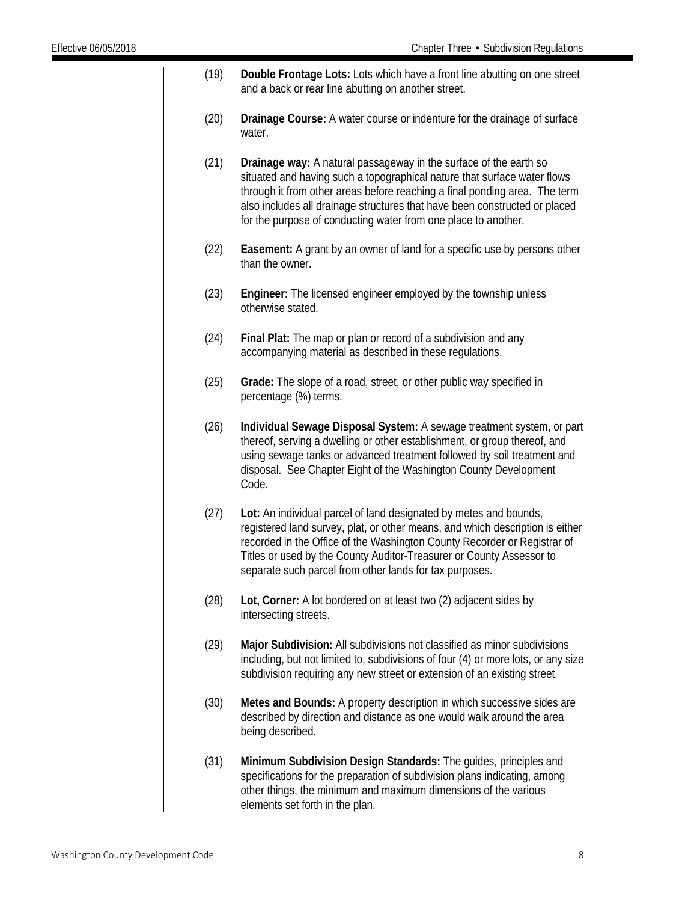(19) **Double Frontage Lots:** Lots which have a front line abutting on one street and a back or rear line abutting on another street.

(20) **Drainage Course:** A water course or indenture for the drainage of surface water.

(21) **Drainage way:** A natural passageway in the surface of the earth so situated and having such a topographical nature that surface water flows through it from other areas before reaching a final ponding area. The term also includes all drainage structures that have been constructed or placed for the purpose of conducting water from one place to another.

(22) **Easement:** A grant by an owner of land for a specific use by persons other than the owner.

(23) **Engineer:** The licensed engineer employed by the township unless otherwise stated.

(24) **Final Plat:** The map or plan or record of a subdivision and any accompanying material as described in these regulations.

(25) **Grade:** The slope of a road, street, or other public way specified in percentage (%) terms.

(26) **Individual Sewage Disposal System:** A sewage treatment system, or part thereof, serving a dwelling or other establishment, or group thereof, and using sewage tanks or advanced treatment followed by soil treatment and disposal. See Chapter Eight of the Washington County Development Code.

(27) **Lot:** An individual parcel of land designated by metes and bounds, registered land survey, plat, or other means, and which description is either recorded in the Office of the Washington County Recorder or Registrar of Titles or used by the County Auditor-Treasurer or County Assessor to separate such parcel from other lands for tax purposes.

(28) **Lot, Corner:** A lot bordered on at least two (2) adjacent sides by intersecting streets.

(29) **Major Subdivision:** All subdivisions not classified as minor subdivisions including, but not limited to, subdivisions of four (4) or more lots, or any size subdivision requiring any new street or extension of an existing street.

(30) **Metes and Bounds:** A property description in which successive sides are described by direction and distance as one would walk around the area being described.

(31) **Minimum Subdivision Design Standards:** The guides, principles and specifications for the preparation of subdivision plans indicating, among other things, the minimum and maximum dimensions of the various elements set forth in the plan.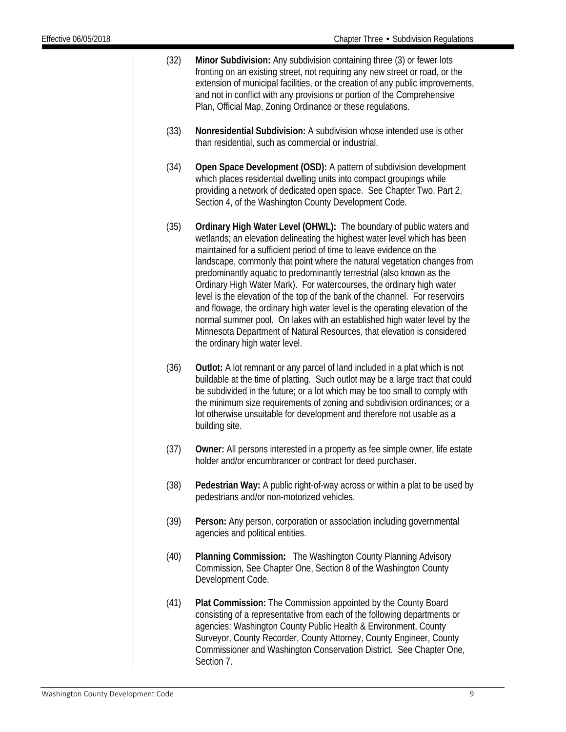(32) **Minor Subdivision:** Any subdivision containing three (3) or fewer lots fronting on an existing street, not requiring any new street or road, or the extension of municipal facilities, or the creation of any public improvements, and not in conflict with any provisions or portion of the Comprehensive Plan, Official Map, Zoning Ordinance or these regulations.

(33) **Nonresidential Subdivision:** A subdivision whose intended use is other than residential, such as commercial or industrial.

(34) **Open Space Development (OSD):** A pattern of subdivision development which places residential dwelling units into compact groupings while providing a network of dedicated open space. See Chapter Two, Part 2, Section 4, of the Washington County Development Code.

(35) **Ordinary High Water Level (OHWL):** The boundary of public waters and wetlands; an elevation delineating the highest water level which has been maintained for a sufficient period of time to leave evidence on the landscape, commonly that point where the natural vegetation changes from predominantly aquatic to predominantly terrestrial (also known as the Ordinary High Water Mark). For watercourses, the ordinary high water level is the elevation of the top of the bank of the channel. For reservoirs and flowage, the ordinary high water level is the operating elevation of the normal summer pool. On lakes with an established high water level by the Minnesota Department of Natural Resources, that elevation is considered the ordinary high water level.

(36) **Outlot:** A lot remnant or any parcel of land included in a plat which is not buildable at the time of platting. Such outlot may be a large tract that could be subdivided in the future; or a lot which may be too small to comply with the minimum size requirements of zoning and subdivision ordinances; or a lot otherwise unsuitable for development and therefore not usable as a building site.

(37) **Owner:** All persons interested in a property as fee simple owner, life estate holder and/or encumbrancer or contract for deed purchaser.

(38) **Pedestrian Way:** A public right-of-way across or within a plat to be used by pedestrians and/or non-motorized vehicles.

(39) **Person:** Any person, corporation or association including governmental agencies and political entities.

(40) **Planning Commission:** The Washington County Planning Advisory Commission, See Chapter One, Section 8 of the Washington County Development Code.

(41) **Plat Commission:** The Commission appointed by the County Board consisting of a representative from each of the following departments or agencies: Washington County Public Health & Environment, County Surveyor, County Recorder, County Attorney, County Engineer, County Commissioner and Washington Conservation District. See Chapter One, Section 7.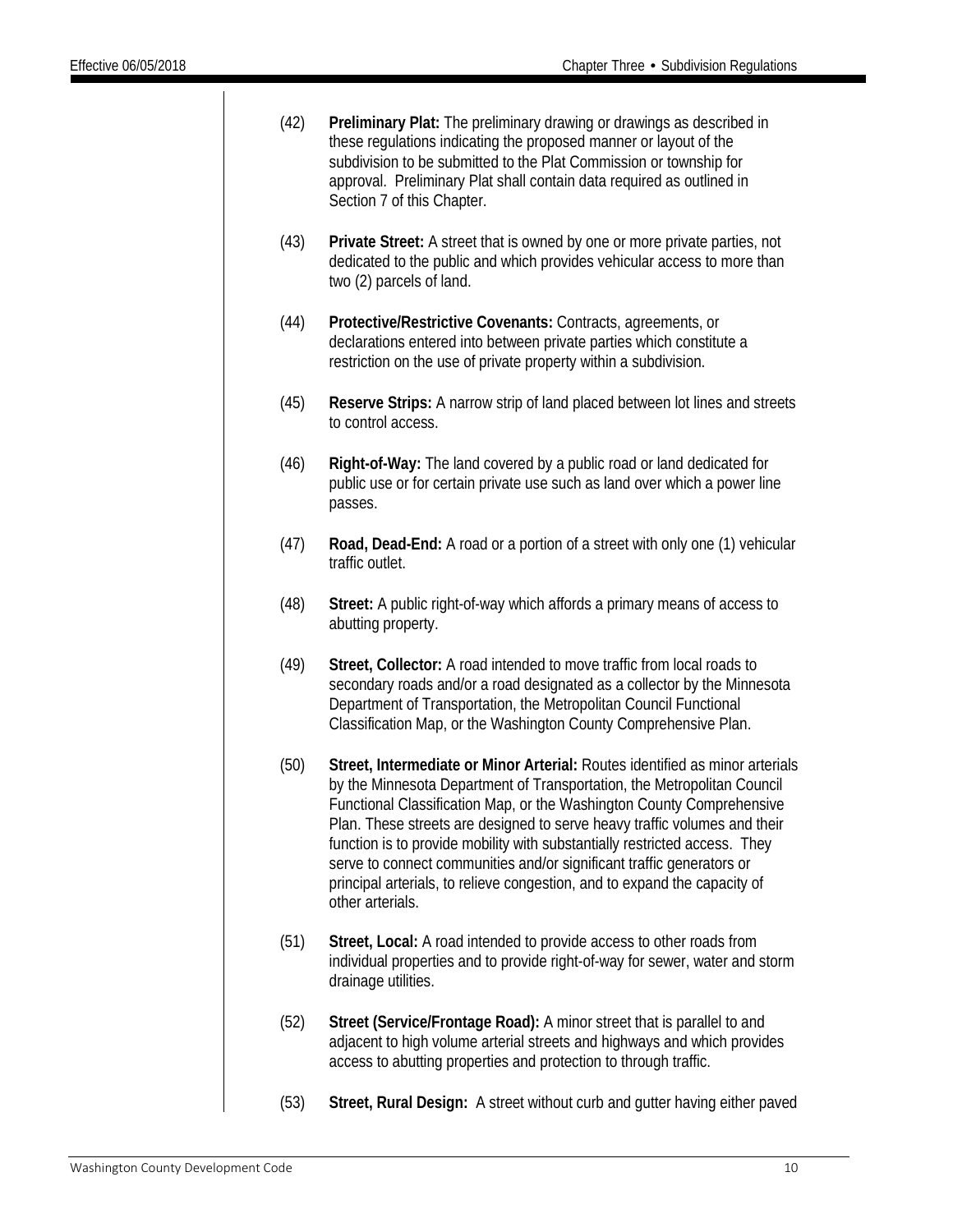(42) **Preliminary Plat:** The preliminary drawing or drawings as described in these regulations indicating the proposed manner or layout of the subdivision to be submitted to the Plat Commission or township for approval. Preliminary Plat shall contain data required as outlined in Section 7 of this Chapter.

(43) **Private Street:** A street that is owned by one or more private parties, not dedicated to the public and which provides vehicular access to more than two (2) parcels of land.

(44) **Protective/Restrictive Covenants:** Contracts, agreements, or declarations entered into between private parties which constitute a restriction on the use of private property within a subdivision.

(45) **Reserve Strips:** A narrow strip of land placed between lot lines and streets to control access.

(46) **Right-of-Way:** The land covered by a public road or land dedicated for public use or for certain private use such as land over which a power line passes.

(47) **Road, Dead-End:** A road or a portion of a street with only one (1) vehicular traffic outlet.

(48) **Street:** A public right-of-way which affords a primary means of access to abutting property.

(49) **Street, Collector:** A road intended to move traffic from local roads to secondary roads and/or a road designated as a collector by the Minnesota Department of Transportation, the Metropolitan Council Functional Classification Map, or the Washington County Comprehensive Plan.

(50) **Street, Intermediate or Minor Arterial:** Routes identified as minor arterials by the Minnesota Department of Transportation, the Metropolitan Council Functional Classification Map, or the Washington County Comprehensive Plan. These streets are designed to serve heavy traffic volumes and their function is to provide mobility with substantially restricted access. They serve to connect communities and/or significant traffic generators or principal arterials, to relieve congestion, and to expand the capacity of other arterials.

(51) **Street, Local:** A road intended to provide access to other roads from individual properties and to provide right-of-way for sewer, water and storm drainage utilities.

(52) **Street (Service/Frontage Road):** A minor street that is parallel to and adjacent to high volume arterial streets and highways and which provides access to abutting properties and protection to through traffic.

(53) **Street, Rural Design:** A street without curb and gutter having either paved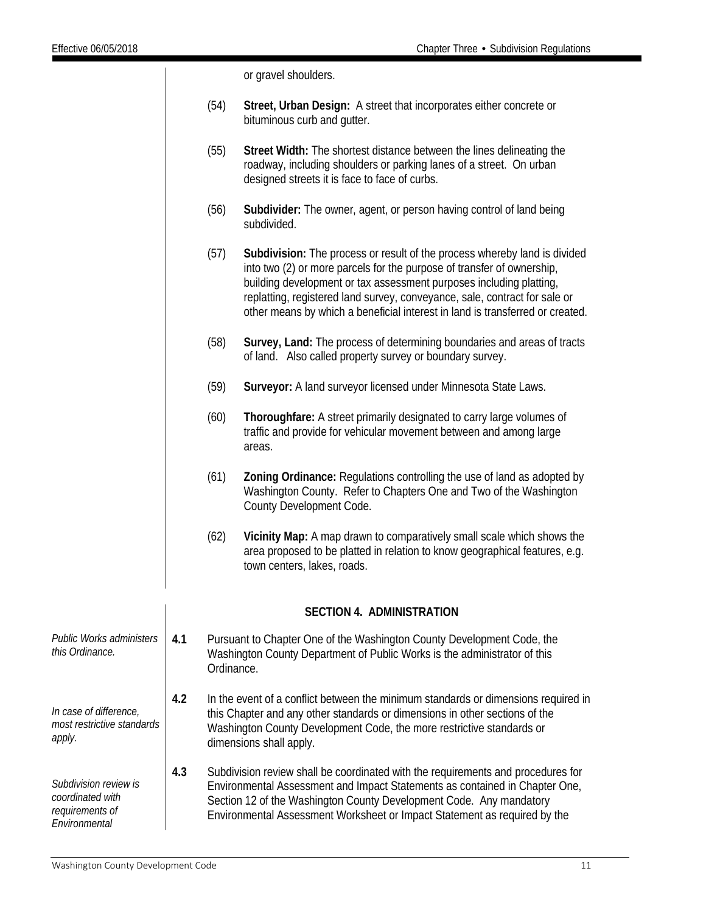or gravel shoulders.

(54) **Street, Urban Design:** A street that incorporates either concrete or bituminous curb and gutter.

(55) **Street Width:** The shortest distance between the lines delineating the roadway, including shoulders or parking lanes of a street. On urban designed streets it is face to face of curbs.

(56) **Subdivider:** The owner, agent, or person having control of land being subdivided.

(57) **Subdivision:** The process or result of the process whereby land is divided into two (2) or more parcels for the purpose of transfer of ownership, building development or tax assessment purposes including platting, replatting, registered land survey, conveyance, sale, contract for sale or other means by which a beneficial interest in land is transferred or created.

(58) **Survey, Land:** The process of determining boundaries and areas of tracts of land. Also called property survey or boundary survey.

(59) **Surveyor:** A land surveyor licensed under Minnesota State Laws.

(60) **Thoroughfare:** A street primarily designated to carry large volumes of traffic and provide for vehicular movement between and among large areas.

(61) **Zoning Ordinance:** Regulations controlling the use of land as adopted by Washington County. Refer to Chapters One and Two of the Washington County Development Code.

(62) **Vicinity Map:** A map drawn to comparatively small scale which shows the area proposed to be platted in relation to know geographical features, e.g. town centers, lakes, roads.

## SECTION 4. ADMINISTRATION

*Public Works administers this Ordinance.*

**4.1** Pursuant to Chapter One of the Washington County Development Code, the Washington County Department of Public Works is the administrator of this Ordinance.

*In case of difference, most restrictive standards apply.*

**4.2** In the event of a conflict between the minimum standards or dimensions required in this Chapter and any other standards or dimensions in other sections of the Washington County Development Code, the more restrictive standards or dimensions shall apply.

*Subdivision review is coordinated with requirements of Environmental*

**4.3** Subdivision review shall be coordinated with the requirements and procedures for Environmental Assessment and Impact Statements as contained in Chapter One, Section 12 of the Washington County Development Code. Any mandatory Environmental Assessment Worksheet or Impact Statement as required by the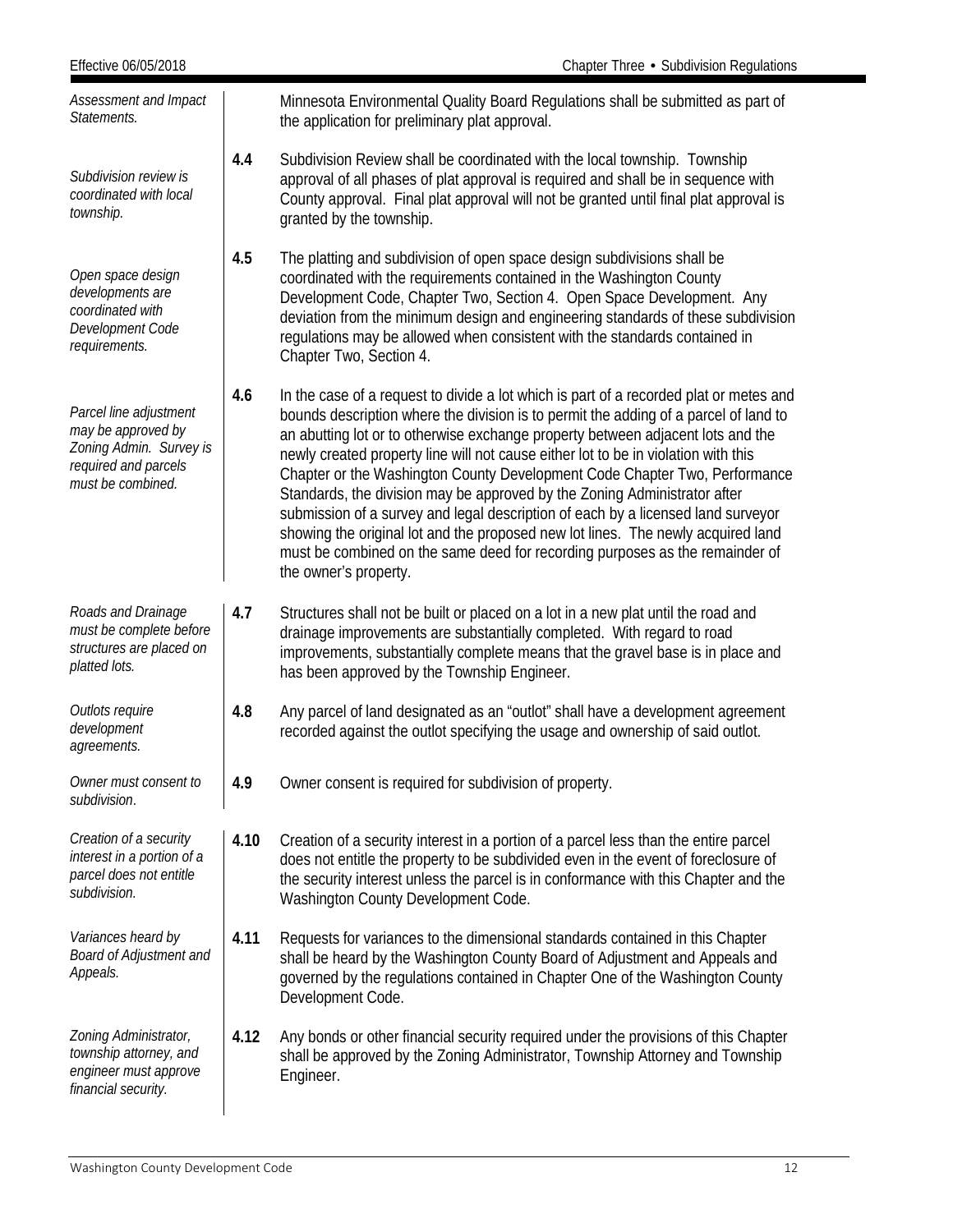*Assessment and Impact Statements.*

Minnesota Environmental Quality Board Regulations shall be submitted as part of the application for preliminary plat approval.

*Subdivision review is coordinated with local township.*

**4.4** Subdivision Review shall be coordinated with the local township. Township approval of all phases of plat approval is required and shall be in sequence with County approval. Final plat approval will not be granted until final plat approval is granted by the township.

*Open space design developments are coordinated with Development Code requirements.*

**4.5** The platting and subdivision of open space design subdivisions shall be coordinated with the requirements contained in the Washington County Development Code, Chapter Two, Section 4. Open Space Development. Any deviation from the minimum design and engineering standards of these subdivision regulations may be allowed when consistent with the standards contained in Chapter Two, Section 4.

*Parcel line adjustment may be approved by Zoning Admin. Survey is required and parcels must be combined.*

**4.6** In the case of a request to divide a lot which is part of a recorded plat or metes and bounds description where the division is to permit the adding of a parcel of land to an abutting lot or to otherwise exchange property between adjacent lots and the newly created property line will not cause either lot to be in violation with this Chapter or the Washington County Development Code Chapter Two, Performance Standards, the division may be approved by the Zoning Administrator after submission of a survey and legal description of each by a licensed land surveyor showing the original lot and the proposed new lot lines. The newly acquired land must be combined on the same deed for recording purposes as the remainder of the owner's property.

*Roads and Drainage must be complete before structures are placed on platted lots.*

**4.7** Structures shall not be built or placed on a lot in a new plat until the road and drainage improvements are substantially completed. With regard to road improvements, substantially complete means that the gravel base is in place and has been approved by the Township Engineer.

*Outlots require development agreements.*

**4.8** Any parcel of land designated as an "outlot" shall have a development agreement recorded against the outlot specifying the usage and ownership of said outlot.

*Owner must consent to subdivision.*

**4.9** Owner consent is required for subdivision of property.

*Creation of a security interest in a portion of a parcel does not entitle subdivision.*

**4.10** Creation of a security interest in a portion of a parcel less than the entire parcel does not entitle the property to be subdivided even in the event of foreclosure of the security interest unless the parcel is in conformance with this Chapter and the Washington County Development Code.

*Variances heard by Board of Adjustment and Appeals.*

**4.11** Requests for variances to the dimensional standards contained in this Chapter shall be heard by the Washington County Board of Adjustment and Appeals and governed by the regulations contained in Chapter One of the Washington County Development Code.

*Zoning Administrator, township attorney, and engineer must approve financial security.*

**4.12** Any bonds or other financial security required under the provisions of this Chapter shall be approved by the Zoning Administrator, Township Attorney and Township Engineer.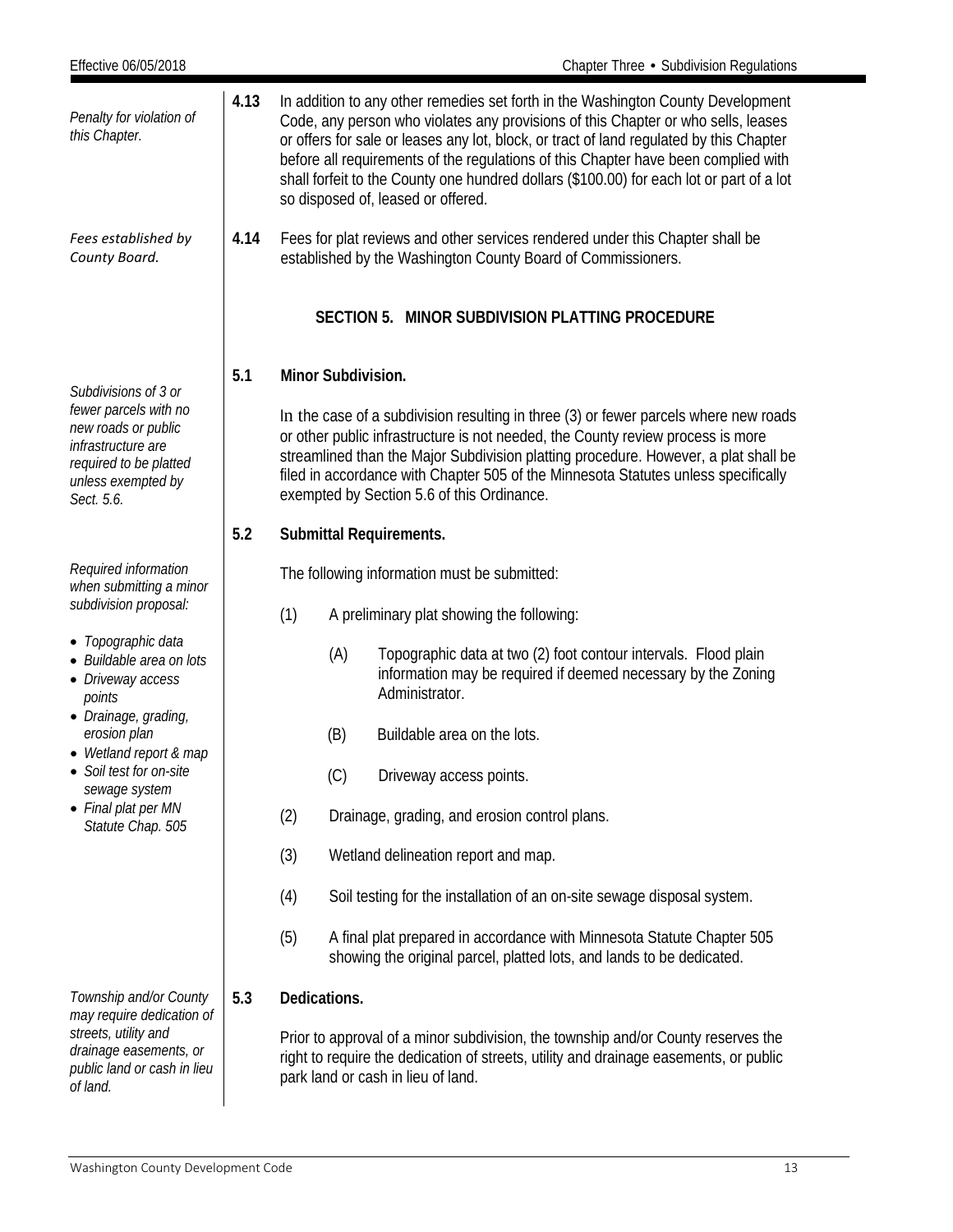*Penalty for violation of this Chapter.*

**4.13** In addition to any other remedies set forth in the Washington County Development Code, any person who violates any provisions of this Chapter or who sells, leases or offers for sale or leases any lot, block, or tract of land regulated by this Chapter before all requirements of the regulations of this Chapter have been complied with shall forfeit to the County one hundred dollars ($100.00) for each lot or part of a lot so disposed of, leased or offered.

*Fees established by County Board.*

**4.14** Fees for plat reviews and other services rendered under this Chapter shall be established by the Washington County Board of Commissioners.

## SECTION 5. MINOR SUBDIVISION PLATTING PROCEDURE

*Subdivisions of 3 or fewer parcels with no new roads or public infrastructure are required to be platted unless exempted by Sect. 5.6.*

**5.1 Minor Subdivision.**

In the case of a subdivision resulting in three (3) or fewer parcels where new roads or other public infrastructure is not needed, the County review process is more streamlined than the Major Subdivision platting procedure. However, a plat shall be filed in accordance with Chapter 505 of the Minnesota Statutes unless specifically exempted by Section 5.6 of this Ordinance.

*Required information when submitting a minor subdivision proposal:*

- *Topographic data*
- *Buildable area on lots*
- *Driveway access points*
- *Drainage, grading, erosion plan*
- *Wetland report & map*
- *Soil test for on-site sewage system*
- *Final plat per MN Statute Chap. 505*

**5.2 Submittal Requirements.**

The following information must be submitted:

(1) A preliminary plat showing the following:

(A) Topographic data at two (2) foot contour intervals. Flood plain information may be required if deemed necessary by the Zoning Administrator.

(B) Buildable area on the lots.

(C) Driveway access points.

(2) Drainage, grading, and erosion control plans.

(3) Wetland delineation report and map.

(4) Soil testing for the installation of an on-site sewage disposal system.

(5) A final plat prepared in accordance with Minnesota Statute Chapter 505 showing the original parcel, platted lots, and lands to be dedicated.

*Township and/or County may require dedication of streets, utility and drainage easements, or public land or cash in lieu of land.*

**5.3 Dedications.**

Prior to approval of a minor subdivision, the township and/or County reserves the right to require the dedication of streets, utility and drainage easements, or public park land or cash in lieu of land.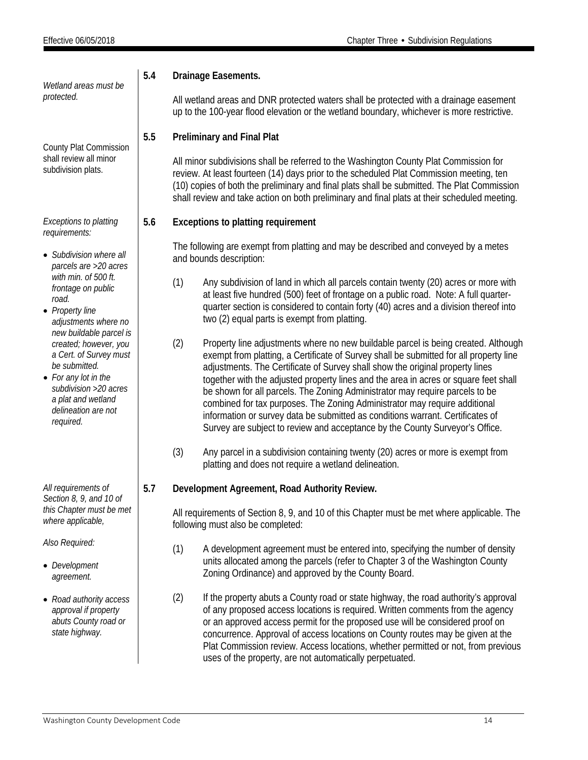*Wetland areas must be protected.*

### 5.4 Drainage Easements.

All wetland areas and DNR protected waters shall be protected with a drainage easement up to the 100-year flood elevation or the wetland boundary, whichever is more restrictive.

County Plat Commission shall review all minor subdivision plats.

### 5.5 Preliminary and Final Plat

All minor subdivisions shall be referred to the Washington County Plat Commission for review. At least fourteen (14) days prior to the scheduled Plat Commission meeting, ten (10) copies of both the preliminary and final plats shall be submitted. The Plat Commission shall review and take action on both preliminary and final plats at their scheduled meeting.

*Exceptions to platting requirements:*

- *Subdivision where all parcels are >20 acres with min. of 500 ft. frontage on public road.*
- *Property line adjustments where no new buildable parcel is created; however, you a Cert. of Survey must be submitted.*
- *For any lot in the subdivision >20 acres a plat and wetland delineation are not required.*

### 5.6 Exceptions to platting requirement

The following are exempt from platting and may be described and conveyed by a metes and bounds description:

(1) Any subdivision of land in which all parcels contain twenty (20) acres or more with at least five hundred (500) feet of frontage on a public road. Note: A full quarter-quarter section is considered to contain forty (40) acres and a division thereof into two (2) equal parts is exempt from platting.

(2) Property line adjustments where no new buildable parcel is being created. Although exempt from platting, a Certificate of Survey shall be submitted for all property line adjustments. The Certificate of Survey shall show the original property lines together with the adjusted property lines and the area in acres or square feet shall be shown for all parcels. The Zoning Administrator may require parcels to be combined for tax purposes. The Zoning Administrator may require additional information or survey data be submitted as conditions warrant. Certificates of Survey are subject to review and acceptance by the County Surveyor's Office.

(3) Any parcel in a subdivision containing twenty (20) acres or more is exempt from platting and does not require a wetland delineation.

*All requirements of Section 8, 9, and 10 of this Chapter must be met where applicable,*

*Also Required:*

- *Development agreement.*
- *Road authority access approval if property abuts County road or state highway.*

### 5.7 Development Agreement, Road Authority Review.

All requirements of Section 8, 9, and 10 of this Chapter must be met where applicable. The following must also be completed:

(1) A development agreement must be entered into, specifying the number of density units allocated among the parcels (refer to Chapter 3 of the Washington County Zoning Ordinance) and approved by the County Board.

(2) If the property abuts a County road or state highway, the road authority's approval of any proposed access locations is required. Written comments from the agency or an approved access permit for the proposed use will be considered proof on concurrence. Approval of access locations on County routes may be given at the Plat Commission review. Access locations, whether permitted or not, from previous uses of the property, are not automatically perpetuated.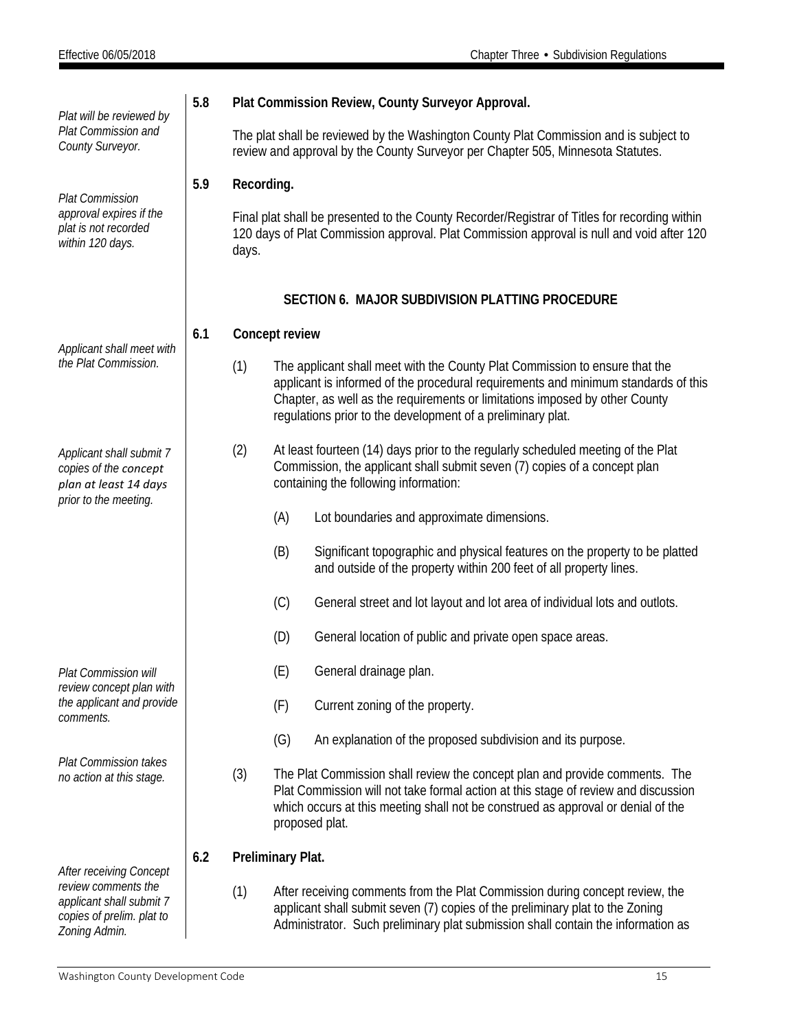*Plat will be reviewed by Plat Commission and County Surveyor.*

### 5.8 Plat Commission Review, County Surveyor Approval.

The plat shall be reviewed by the Washington County Plat Commission and is subject to review and approval by the County Surveyor per Chapter 505, Minnesota Statutes.

*Plat Commission approval expires if the plat is not recorded within 120 days.*

### 5.9 Recording.

Final plat shall be presented to the County Recorder/Registrar of Titles for recording within 120 days of Plat Commission approval. Plat Commission approval is null and void after 120 days.

## SECTION 6. MAJOR SUBDIVISION PLATTING PROCEDURE

*Applicant shall meet with the Plat Commission.*

### 6.1 Concept review

(1) The applicant shall meet with the County Plat Commission to ensure that the applicant is informed of the procedural requirements and minimum standards of this Chapter, as well as the requirements or limitations imposed by other County regulations prior to the development of a preliminary plat.

*Applicant shall submit 7 copies of the concept plan at least 14 days prior to the meeting.*

(2) At least fourteen (14) days prior to the regularly scheduled meeting of the Plat Commission, the applicant shall submit seven (7) copies of a concept plan containing the following information:

- (A) Lot boundaries and approximate dimensions.
- (B) Significant topographic and physical features on the property to be platted and outside of the property within 200 feet of all property lines.
- (C) General street and lot layout and lot area of individual lots and outlots.
- (D) General location of public and private open space areas.
- (E) General drainage plan.
- (F) Current zoning of the property.
- (G) An explanation of the proposed subdivision and its purpose.

*Plat Commission will review concept plan with the applicant and provide comments.*

*Plat Commission takes no action at this stage.*

(3) The Plat Commission shall review the concept plan and provide comments. The Plat Commission will not take formal action at this stage of review and discussion which occurs at this meeting shall not be construed as approval or denial of the proposed plat.

*After receiving Concept review comments the applicant shall submit 7 copies of prelim. plat to Zoning Admin.*

### 6.2 Preliminary Plat.

(1) After receiving comments from the Plat Commission during concept review, the applicant shall submit seven (7) copies of the preliminary plat to the Zoning Administrator. Such preliminary plat submission shall contain the information as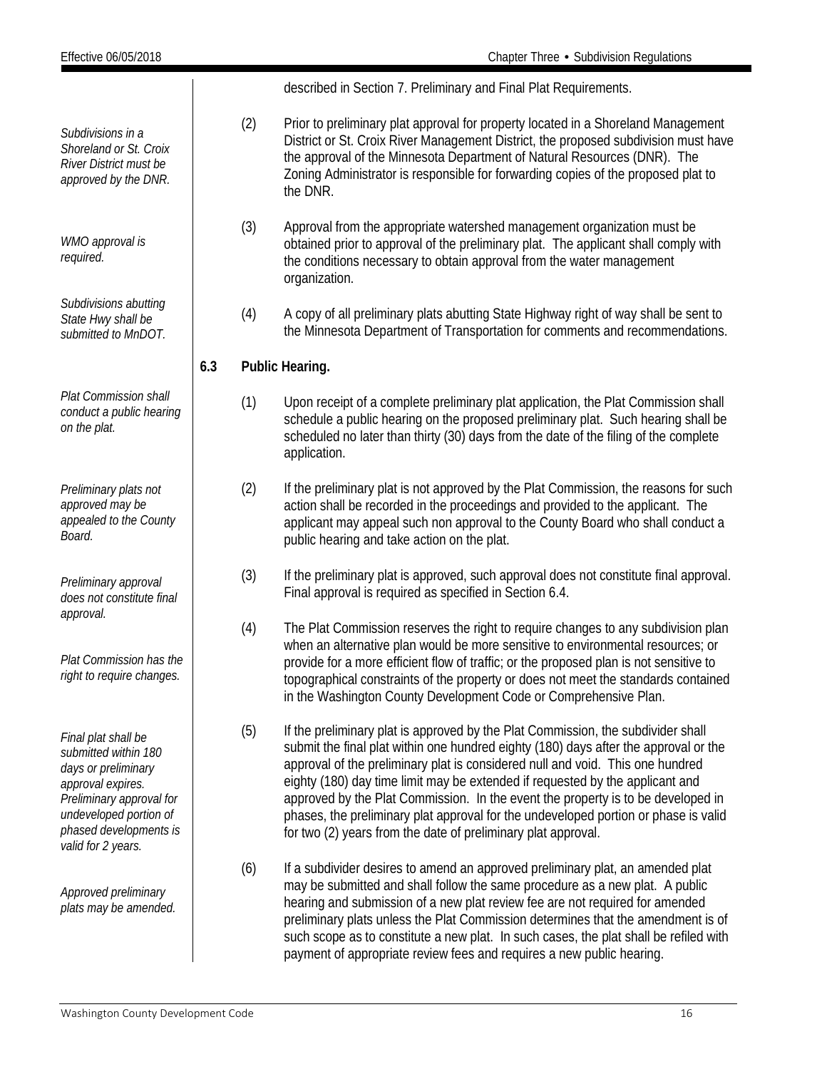described in Section 7. Preliminary and Final Plat Requirements.

*Subdivisions in a Shoreland or St. Croix River District must be approved by the DNR.*

(2) Prior to preliminary plat approval for property located in a Shoreland Management District or St. Croix River Management District, the proposed subdivision must have the approval of the Minnesota Department of Natural Resources (DNR). The Zoning Administrator is responsible for forwarding copies of the proposed plat to the DNR.

*WMO approval is required.*

(3) Approval from the appropriate watershed management organization must be obtained prior to approval of the preliminary plat. The applicant shall comply with the conditions necessary to obtain approval from the water management organization.

*Subdivisions abutting State Hwy shall be submitted to MnDOT.*

(4) A copy of all preliminary plats abutting State Highway right of way shall be sent to the Minnesota Department of Transportation for comments and recommendations.

**6.3 Public Hearing.**

*Plat Commission shall conduct a public hearing on the plat.*

(1) Upon receipt of a complete preliminary plat application, the Plat Commission shall schedule a public hearing on the proposed preliminary plat. Such hearing shall be scheduled no later than thirty (30) days from the date of the filing of the complete application.

*Preliminary plats not approved may be appealed to the County Board.*

(2) If the preliminary plat is not approved by the Plat Commission, the reasons for such action shall be recorded in the proceedings and provided to the applicant. The applicant may appeal such non approval to the County Board who shall conduct a public hearing and take action on the plat.

*Preliminary approval does not constitute final approval.*

(3) If the preliminary plat is approved, such approval does not constitute final approval. Final approval is required as specified in Section 6.4.

*Plat Commission has the right to require changes.*

(4) The Plat Commission reserves the right to require changes to any subdivision plan when an alternative plan would be more sensitive to environmental resources; or provide for a more efficient flow of traffic; or the proposed plan is not sensitive to topographical constraints of the property or does not meet the standards contained in the Washington County Development Code or Comprehensive Plan.

*Final plat shall be submitted within 180 days or preliminary approval expires. Preliminary approval for undeveloped portion of phased developments is valid for 2 years.*

(5) If the preliminary plat is approved by the Plat Commission, the subdivider shall submit the final plat within one hundred eighty (180) days after the approval or the approval of the preliminary plat is considered null and void. This one hundred eighty (180) day time limit may be extended if requested by the applicant and approved by the Plat Commission. In the event the property is to be developed in phases, the preliminary plat approval for the undeveloped portion or phase is valid for two (2) years from the date of preliminary plat approval.

*Approved preliminary plats may be amended.*

(6) If a subdivider desires to amend an approved preliminary plat, an amended plat may be submitted and shall follow the same procedure as a new plat. A public hearing and submission of a new plat review fee are not required for amended preliminary plats unless the Plat Commission determines that the amendment is of such scope as to constitute a new plat. In such cases, the plat shall be refiled with payment of appropriate review fees and requires a new public hearing.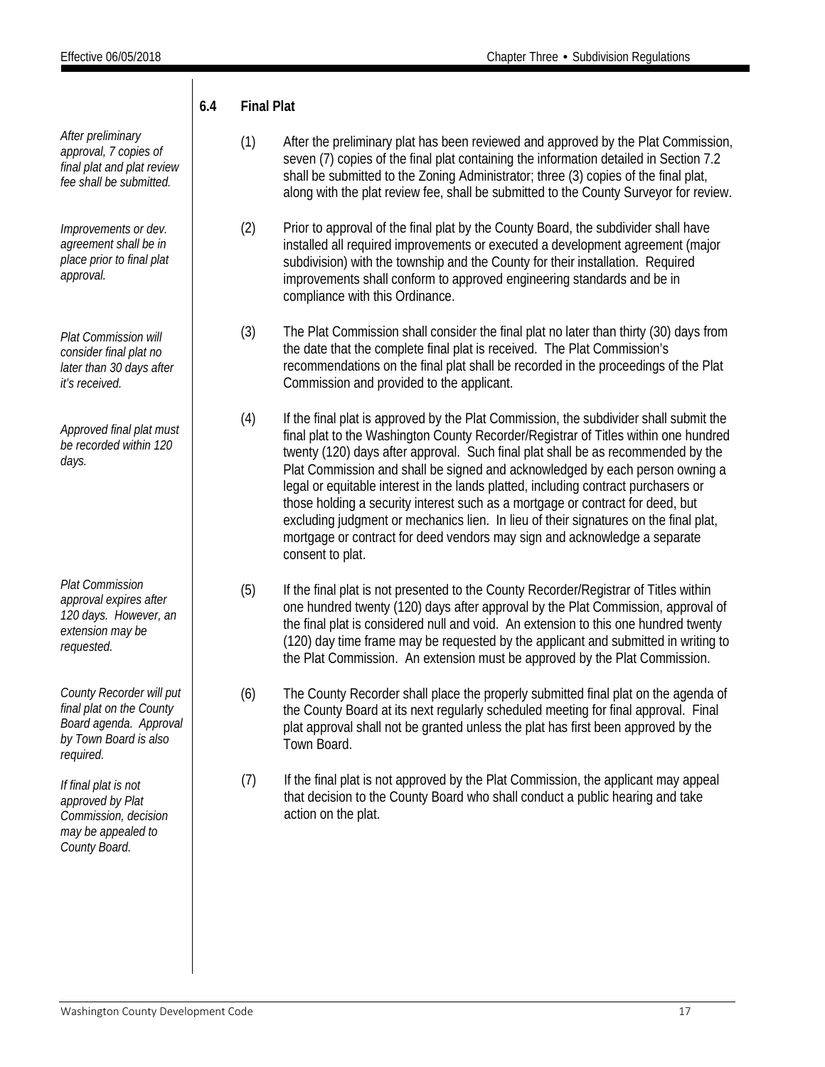## 6.4 Final Plat

*After preliminary approval, 7 copies of final plat and plat review fee shall be submitted.*

(1) After the preliminary plat has been reviewed and approved by the Plat Commission, seven (7) copies of the final plat containing the information detailed in Section 7.2 shall be submitted to the Zoning Administrator; three (3) copies of the final plat, along with the plat review fee, shall be submitted to the County Surveyor for review.

*Improvements or dev. agreement shall be in place prior to final plat approval.*

(2) Prior to approval of the final plat by the County Board, the subdivider shall have installed all required improvements or executed a development agreement (major subdivision) with the township and the County for their installation. Required improvements shall conform to approved engineering standards and be in compliance with this Ordinance.

*Plat Commission will consider final plat no later than 30 days after it's received.*

(3) The Plat Commission shall consider the final plat no later than thirty (30) days from the date that the complete final plat is received. The Plat Commission's recommendations on the final plat shall be recorded in the proceedings of the Plat Commission and provided to the applicant.

*Approved final plat must be recorded within 120 days.*

(4) If the final plat is approved by the Plat Commission, the subdivider shall submit the final plat to the Washington County Recorder/Registrar of Titles within one hundred twenty (120) days after approval. Such final plat shall be as recommended by the Plat Commission and shall be signed and acknowledged by each person owning a legal or equitable interest in the lands platted, including contract purchasers or those holding a security interest such as a mortgage or contract for deed, but excluding judgment or mechanics lien. In lieu of their signatures on the final plat, mortgage or contract for deed vendors may sign and acknowledge a separate consent to plat.

*Plat Commission approval expires after 120 days. However, an extension may be requested.*

(5) If the final plat is not presented to the County Recorder/Registrar of Titles within one hundred twenty (120) days after approval by the Plat Commission, approval of the final plat is considered null and void. An extension to this one hundred twenty (120) day time frame may be requested by the applicant and submitted in writing to the Plat Commission. An extension must be approved by the Plat Commission.

*County Recorder will put final plat on the County Board agenda. Approval by Town Board is also required.*

(6) The County Recorder shall place the properly submitted final plat on the agenda of the County Board at its next regularly scheduled meeting for final approval. Final plat approval shall not be granted unless the plat has first been approved by the Town Board.

*If final plat is not approved by Plat Commission, decision may be appealed to County Board.*

(7) If the final plat is not approved by the Plat Commission, the applicant may appeal that decision to the County Board who shall conduct a public hearing and take action on the plat.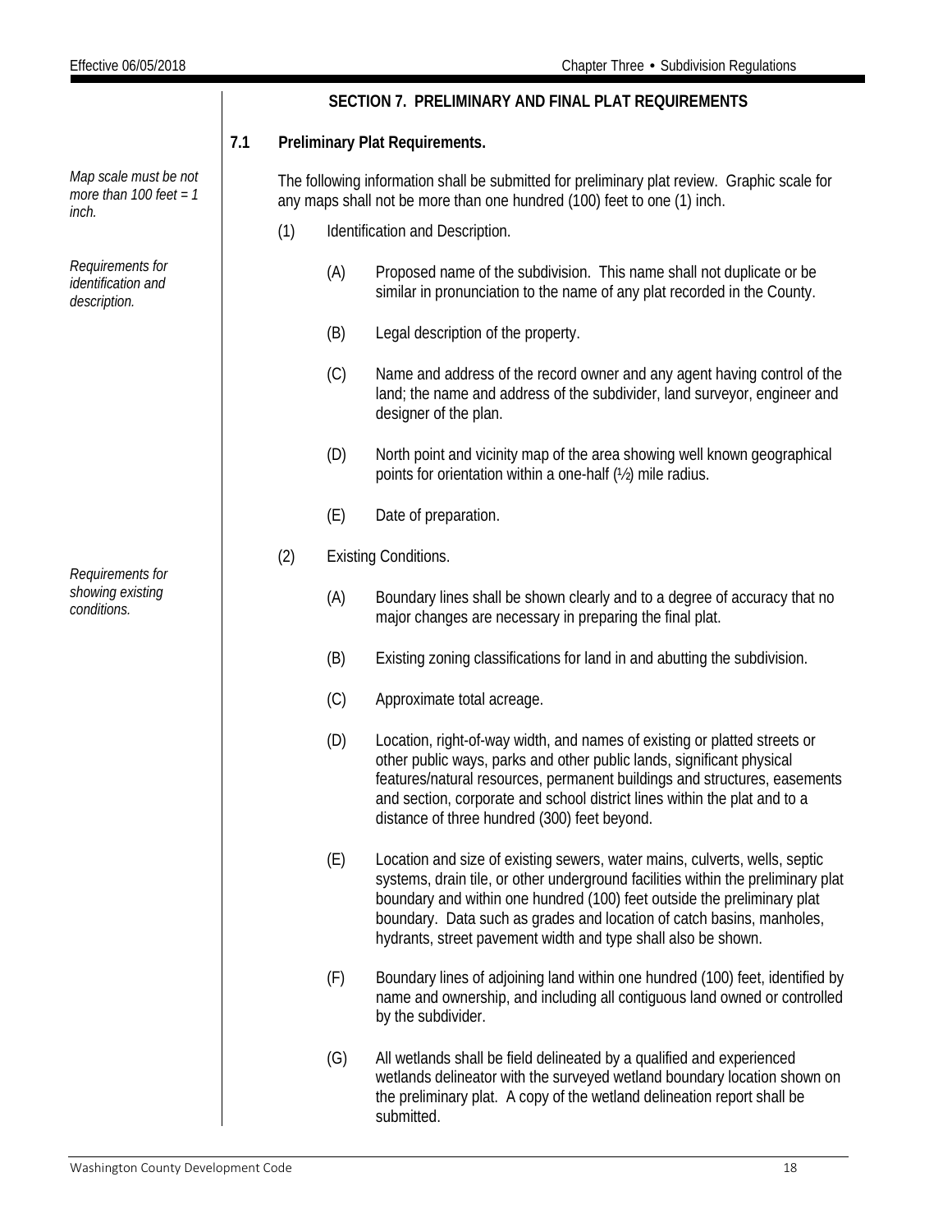## SECTION 7. PRELIMINARY AND FINAL PLAT REQUIREMENTS

### 7.1 Preliminary Plat Requirements.

*Map scale must be not more than 100 feet = 1 inch.*

The following information shall be submitted for preliminary plat review. Graphic scale for any maps shall not be more than one hundred (100) feet to one (1) inch.

(1) Identification and Description.

*Requirements for identification and description.*

(A) Proposed name of the subdivision. This name shall not duplicate or be similar in pronunciation to the name of any plat recorded in the County.

(B) Legal description of the property.

(C) Name and address of the record owner and any agent having control of the land; the name and address of the subdivider, land surveyor, engineer and designer of the plan.

(D) North point and vicinity map of the area showing well known geographical points for orientation within a one-half (½) mile radius.

(E) Date of preparation.

(2) Existing Conditions.

*Requirements for showing existing conditions.*

(A) Boundary lines shall be shown clearly and to a degree of accuracy that no major changes are necessary in preparing the final plat.

(B) Existing zoning classifications for land in and abutting the subdivision.

(C) Approximate total acreage.

(D) Location, right-of-way width, and names of existing or platted streets or other public ways, parks and other public lands, significant physical features/natural resources, permanent buildings and structures, easements and section, corporate and school district lines within the plat and to a distance of three hundred (300) feet beyond.

(E) Location and size of existing sewers, water mains, culverts, wells, septic systems, drain tile, or other underground facilities within the preliminary plat boundary and within one hundred (100) feet outside the preliminary plat boundary. Data such as grades and location of catch basins, manholes, hydrants, street pavement width and type shall also be shown.

(F) Boundary lines of adjoining land within one hundred (100) feet, identified by name and ownership, and including all contiguous land owned or controlled by the subdivider.

(G) All wetlands shall be field delineated by a qualified and experienced wetlands delineator with the surveyed wetland boundary location shown on the preliminary plat. A copy of the wetland delineation report shall be submitted.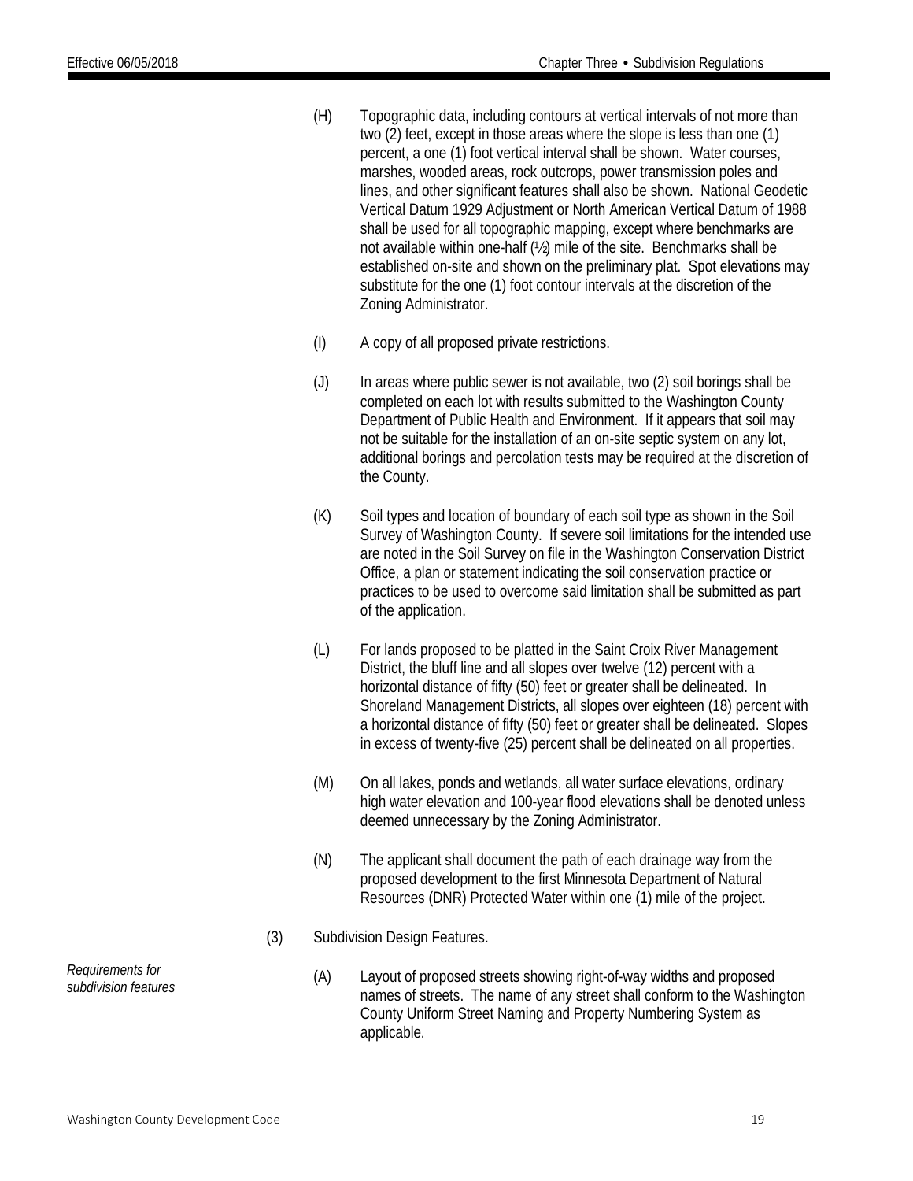(H) Topographic data, including contours at vertical intervals of not more than two (2) feet, except in those areas where the slope is less than one (1) percent, a one (1) foot vertical interval shall be shown. Water courses, marshes, wooded areas, rock outcrops, power transmission poles and lines, and other significant features shall also be shown. National Geodetic Vertical Datum 1929 Adjustment or North American Vertical Datum of 1988 shall be used for all topographic mapping, except where benchmarks are not available within one-half (½) mile of the site. Benchmarks shall be established on-site and shown on the preliminary plat. Spot elevations may substitute for the one (1) foot contour intervals at the discretion of the Zoning Administrator.

(I) A copy of all proposed private restrictions.

(J) In areas where public sewer is not available, two (2) soil borings shall be completed on each lot with results submitted to the Washington County Department of Public Health and Environment. If it appears that soil may not be suitable for the installation of an on-site septic system on any lot, additional borings and percolation tests may be required at the discretion of the County.

(K) Soil types and location of boundary of each soil type as shown in the Soil Survey of Washington County. If severe soil limitations for the intended use are noted in the Soil Survey on file in the Washington Conservation District Office, a plan or statement indicating the soil conservation practice or practices to be used to overcome said limitation shall be submitted as part of the application.

(L) For lands proposed to be platted in the Saint Croix River Management District, the bluff line and all slopes over twelve (12) percent with a horizontal distance of fifty (50) feet or greater shall be delineated. In Shoreland Management Districts, all slopes over eighteen (18) percent with a horizontal distance of fifty (50) feet or greater shall be delineated. Slopes in excess of twenty-five (25) percent shall be delineated on all properties.

(M) On all lakes, ponds and wetlands, all water surface elevations, ordinary high water elevation and 100-year flood elevations shall be denoted unless deemed unnecessary by the Zoning Administrator.

(N) The applicant shall document the path of each drainage way from the proposed development to the first Minnesota Department of Natural Resources (DNR) Protected Water within one (1) mile of the project.

(3) Subdivision Design Features.

*Requirements for subdivision features*

(A) Layout of proposed streets showing right-of-way widths and proposed names of streets. The name of any street shall conform to the Washington County Uniform Street Naming and Property Numbering System as applicable.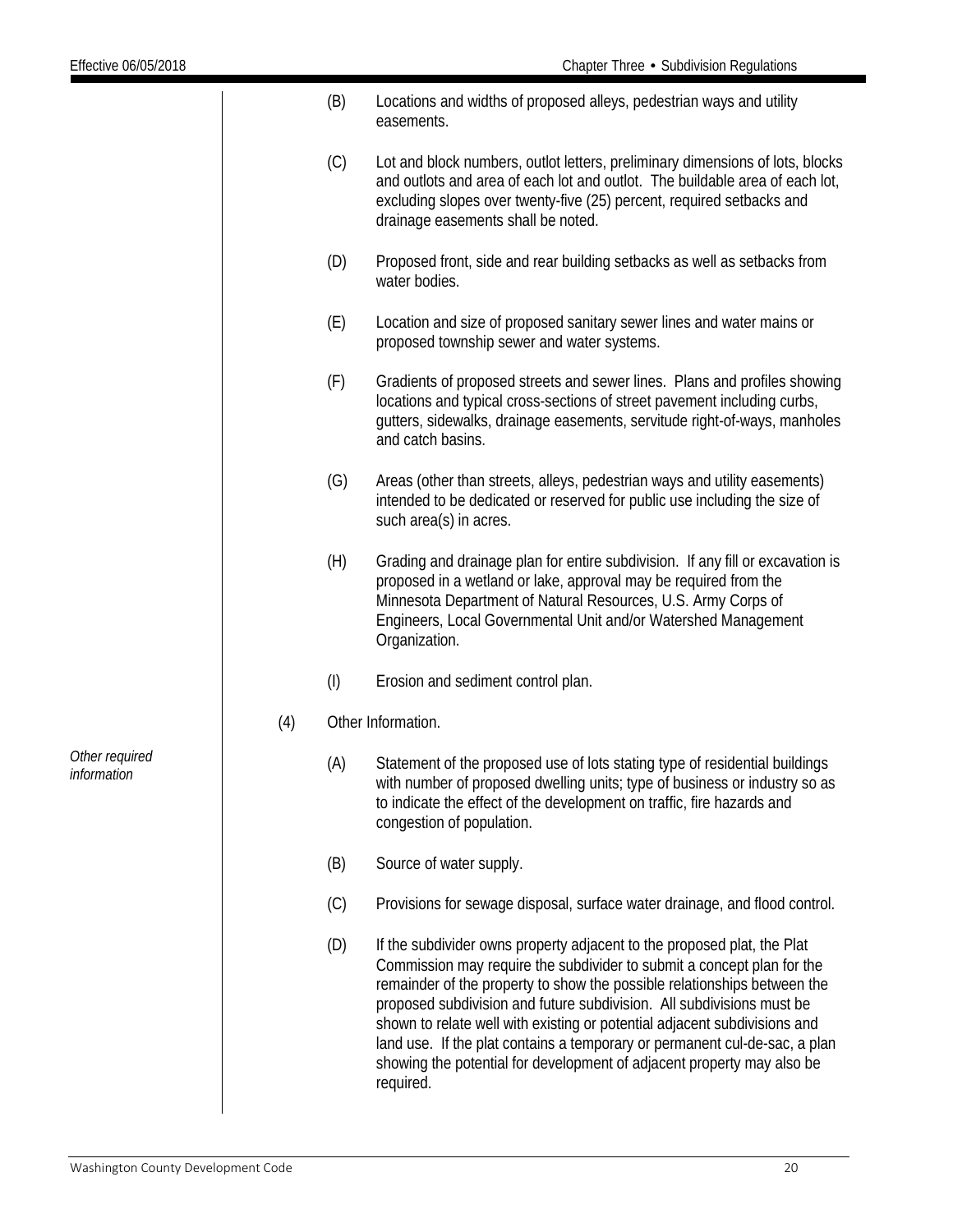(B) Locations and widths of proposed alleys, pedestrian ways and utility easements.

(C) Lot and block numbers, outlot letters, preliminary dimensions of lots, blocks and outlots and area of each lot and outlot. The buildable area of each lot, excluding slopes over twenty-five (25) percent, required setbacks and drainage easements shall be noted.

(D) Proposed front, side and rear building setbacks as well as setbacks from water bodies.

(E) Location and size of proposed sanitary sewer lines and water mains or proposed township sewer and water systems.

(F) Gradients of proposed streets and sewer lines. Plans and profiles showing locations and typical cross-sections of street pavement including curbs, gutters, sidewalks, drainage easements, servitude right-of-ways, manholes and catch basins.

(G) Areas (other than streets, alleys, pedestrian ways and utility easements) intended to be dedicated or reserved for public use including the size of such area(s) in acres.

(H) Grading and drainage plan for entire subdivision. If any fill or excavation is proposed in a wetland or lake, approval may be required from the Minnesota Department of Natural Resources, U.S. Army Corps of Engineers, Local Governmental Unit and/or Watershed Management Organization.

(I) Erosion and sediment control plan.

(4) Other Information.

*Other required information*

(A) Statement of the proposed use of lots stating type of residential buildings with number of proposed dwelling units; type of business or industry so as to indicate the effect of the development on traffic, fire hazards and congestion of population.

(B) Source of water supply.

(C) Provisions for sewage disposal, surface water drainage, and flood control.

(D) If the subdivider owns property adjacent to the proposed plat, the Plat Commission may require the subdivider to submit a concept plan for the remainder of the property to show the possible relationships between the proposed subdivision and future subdivision. All subdivisions must be shown to relate well with existing or potential adjacent subdivisions and land use. If the plat contains a temporary or permanent cul-de-sac, a plan showing the potential for development of adjacent property may also be required.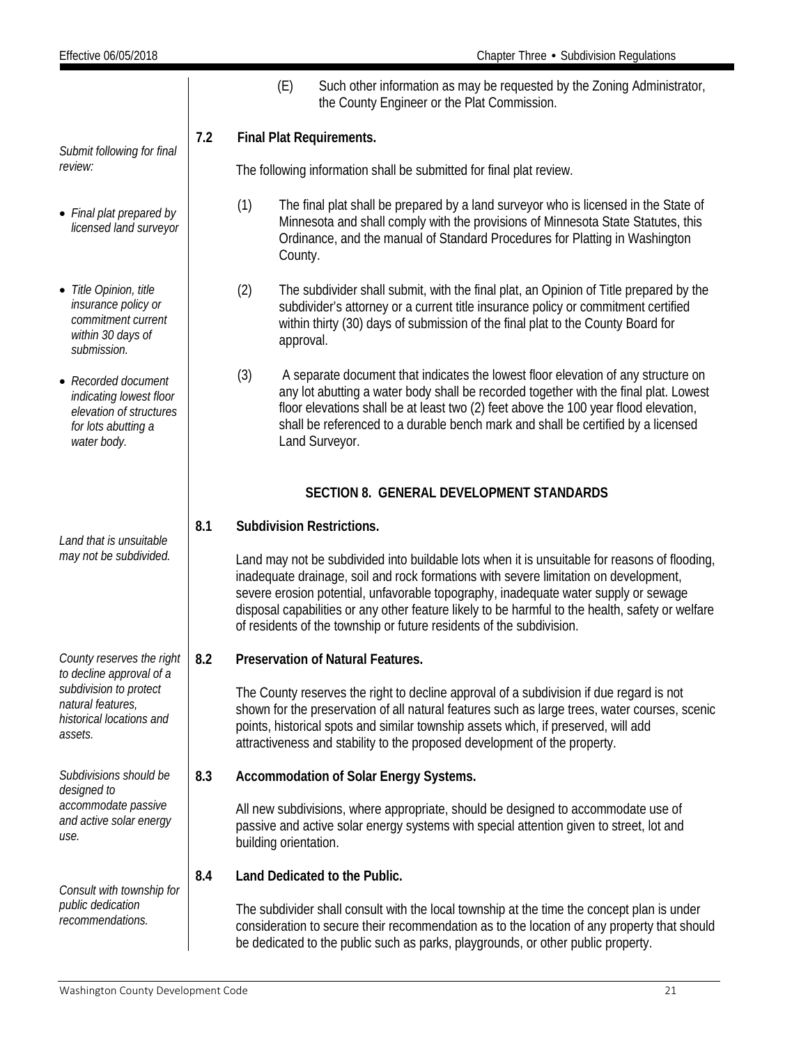(E) Such other information as may be requested by the Zoning Administrator, the County Engineer or the Plat Commission.

### 7.2 Final Plat Requirements.

*Submit following for final review:*

The following information shall be submitted for final plat review.

- *Final plat prepared by licensed land surveyor*

(1) The final plat shall be prepared by a land surveyor who is licensed in the State of Minnesota and shall comply with the provisions of Minnesota State Statutes, this Ordinance, and the manual of Standard Procedures for Platting in Washington County.

- *Title Opinion, title insurance policy or commitment current within 30 days of submission.*

(2) The subdivider shall submit, with the final plat, an Opinion of Title prepared by the subdivider's attorney or a current title insurance policy or commitment certified within thirty (30) days of submission of the final plat to the County Board for approval.

- *Recorded document indicating lowest floor elevation of structures for lots abutting a water body.*

(3) A separate document that indicates the lowest floor elevation of any structure on any lot abutting a water body shall be recorded together with the final plat. Lowest floor elevations shall be at least two (2) feet above the 100 year flood elevation, shall be referenced to a durable bench mark and shall be certified by a licensed Land Surveyor.

## SECTION 8. GENERAL DEVELOPMENT STANDARDS

### 8.1 Subdivision Restrictions.

*Land that is unsuitable may not be subdivided.*

Land may not be subdivided into buildable lots when it is unsuitable for reasons of flooding, inadequate drainage, soil and rock formations with severe limitation on development, severe erosion potential, unfavorable topography, inadequate water supply or sewage disposal capabilities or any other feature likely to be harmful to the health, safety or welfare of residents of the township or future residents of the subdivision.

### 8.2 Preservation of Natural Features.

*County reserves the right to decline approval of a subdivision to protect natural features, historical locations and assets.*

The County reserves the right to decline approval of a subdivision if due regard is not shown for the preservation of all natural features such as large trees, water courses, scenic points, historical spots and similar township assets which, if preserved, will add attractiveness and stability to the proposed development of the property.

### 8.3 Accommodation of Solar Energy Systems.

*Subdivisions should be designed to accommodate passive and active solar energy use.*

All new subdivisions, where appropriate, should be designed to accommodate use of passive and active solar energy systems with special attention given to street, lot and building orientation.

### 8.4 Land Dedicated to the Public.

*Consult with township for public dedication recommendations.*

The subdivider shall consult with the local township at the time the concept plan is under consideration to secure their recommendation as to the location of any property that should be dedicated to the public such as parks, playgrounds, or other public property.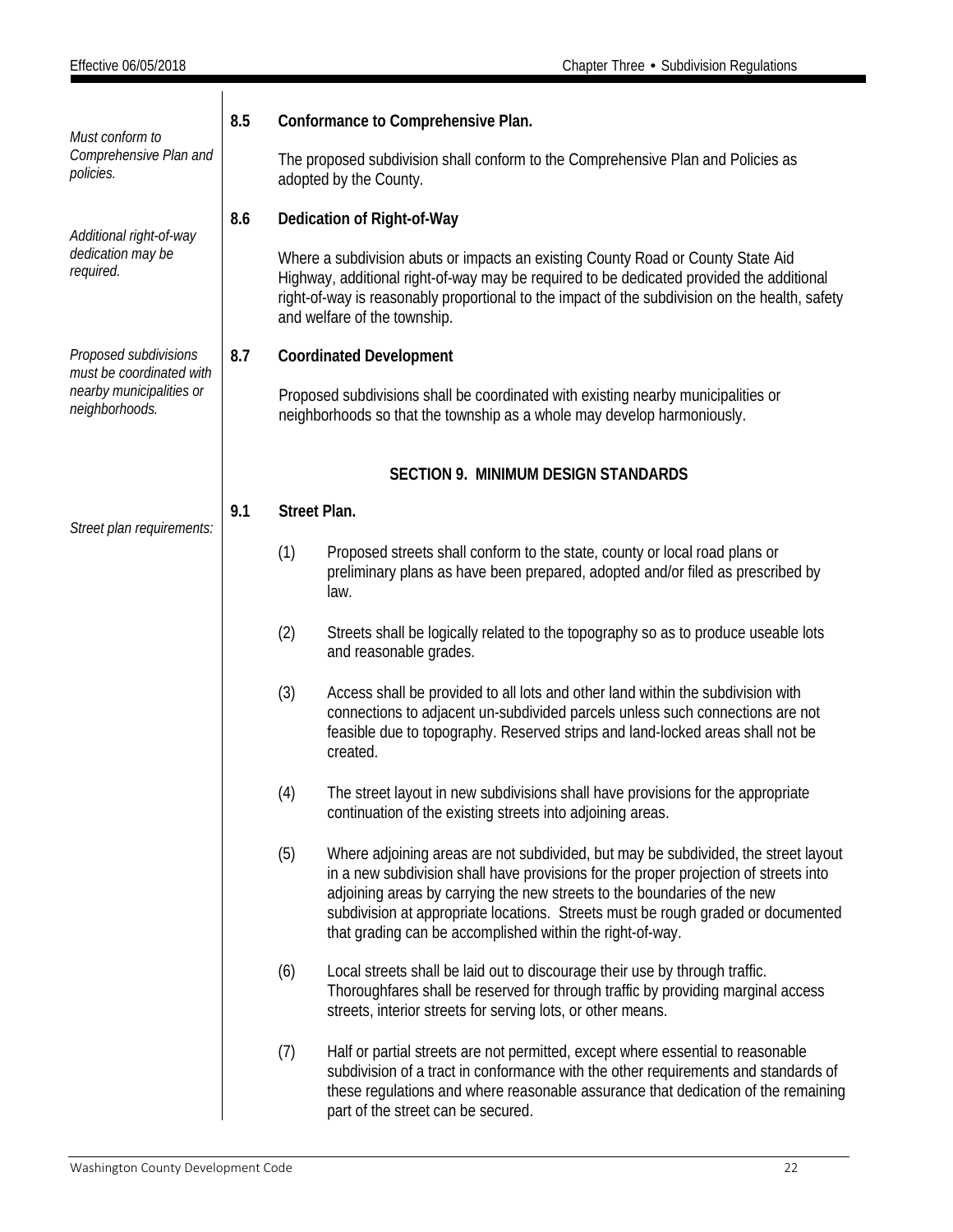*Must conform to Comprehensive Plan and policies.*

**8.5 Conformance to Comprehensive Plan.**

The proposed subdivision shall conform to the Comprehensive Plan and Policies as adopted by the County.

*Additional right-of-way dedication may be required.*

**8.6 Dedication of Right-of-Way**

Where a subdivision abuts or impacts an existing County Road or County State Aid Highway, additional right-of-way may be required to be dedicated provided the additional right-of-way is reasonably proportional to the impact of the subdivision on the health, safety and welfare of the township.

*Proposed subdivisions must be coordinated with nearby municipalities or neighborhoods.*

**8.7 Coordinated Development**

Proposed subdivisions shall be coordinated with existing nearby municipalities or neighborhoods so that the township as a whole may develop harmoniously.

## SECTION 9. MINIMUM DESIGN STANDARDS

*Street plan requirements:*

**9.1 Street Plan.**

(1) Proposed streets shall conform to the state, county or local road plans or preliminary plans as have been prepared, adopted and/or filed as prescribed by law.

(2) Streets shall be logically related to the topography so as to produce useable lots and reasonable grades.

(3) Access shall be provided to all lots and other land within the subdivision with connections to adjacent un-subdivided parcels unless such connections are not feasible due to topography. Reserved strips and land-locked areas shall not be created.

(4) The street layout in new subdivisions shall have provisions for the appropriate continuation of the existing streets into adjoining areas.

(5) Where adjoining areas are not subdivided, but may be subdivided, the street layout in a new subdivision shall have provisions for the proper projection of streets into adjoining areas by carrying the new streets to the boundaries of the new subdivision at appropriate locations. Streets must be rough graded or documented that grading can be accomplished within the right-of-way.

(6) Local streets shall be laid out to discourage their use by through traffic. Thoroughfares shall be reserved for through traffic by providing marginal access streets, interior streets for serving lots, or other means.

(7) Half or partial streets are not permitted, except where essential to reasonable subdivision of a tract in conformance with the other requirements and standards of these regulations and where reasonable assurance that dedication of the remaining part of the street can be secured.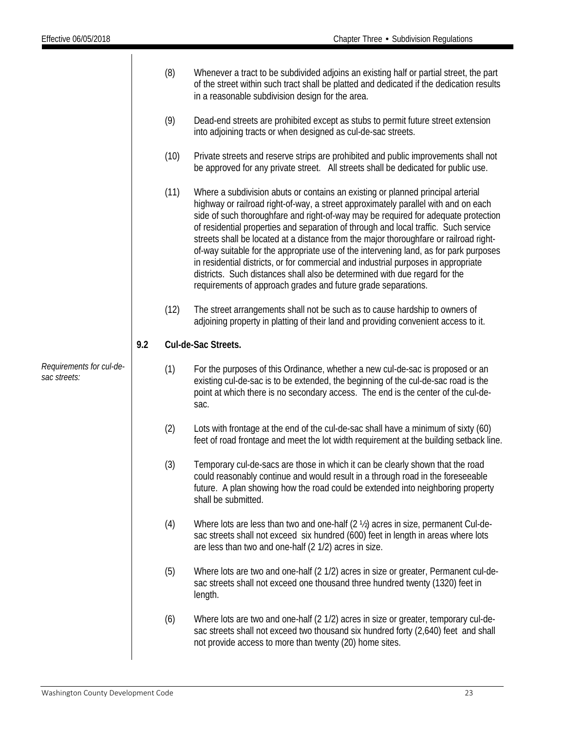(8) Whenever a tract to be subdivided adjoins an existing half or partial street, the part of the street within such tract shall be platted and dedicated if the dedication results in a reasonable subdivision design for the area.

(9) Dead-end streets are prohibited except as stubs to permit future street extension into adjoining tracts or when designed as cul-de-sac streets.

(10) Private streets and reserve strips are prohibited and public improvements shall not be approved for any private street. All streets shall be dedicated for public use.

(11) Where a subdivision abuts or contains an existing or planned principal arterial highway or railroad right-of-way, a street approximately parallel with and on each side of such thoroughfare and right-of-way may be required for adequate protection of residential properties and separation of through and local traffic. Such service streets shall be located at a distance from the major thoroughfare or railroad right-of-way suitable for the appropriate use of the intervening land, as for park purposes in residential districts, or for commercial and industrial purposes in appropriate districts. Such distances shall also be determined with due regard for the requirements of approach grades and future grade separations.

(12) The street arrangements shall not be such as to cause hardship to owners of adjoining property in platting of their land and providing convenient access to it.

**9.2 Cul-de-Sac Streets.**

*Requirements for cul-de-sac streets:*

(1) For the purposes of this Ordinance, whether a new cul-de-sac is proposed or an existing cul-de-sac is to be extended, the beginning of the cul-de-sac road is the point at which there is no secondary access. The end is the center of the cul-de-sac.

(2) Lots with frontage at the end of the cul-de-sac shall have a minimum of sixty (60) feet of road frontage and meet the lot width requirement at the building setback line.

(3) Temporary cul-de-sacs are those in which it can be clearly shown that the road could reasonably continue and would result in a through road in the foreseeable future. A plan showing how the road could be extended into neighboring property shall be submitted.

(4) Where lots are less than two and one-half (2 ½) acres in size, permanent Cul-de-sac streets shall not exceed six hundred (600) feet in length in areas where lots are less than two and one-half (2 1/2) acres in size.

(5) Where lots are two and one-half (2 1/2) acres in size or greater, Permanent cul-de-sac streets shall not exceed one thousand three hundred twenty (1320) feet in length.

(6) Where lots are two and one-half (2 1/2) acres in size or greater, temporary cul-de-sac streets shall not exceed two thousand six hundred forty (2,640) feet and shall not provide access to more than twenty (20) home sites.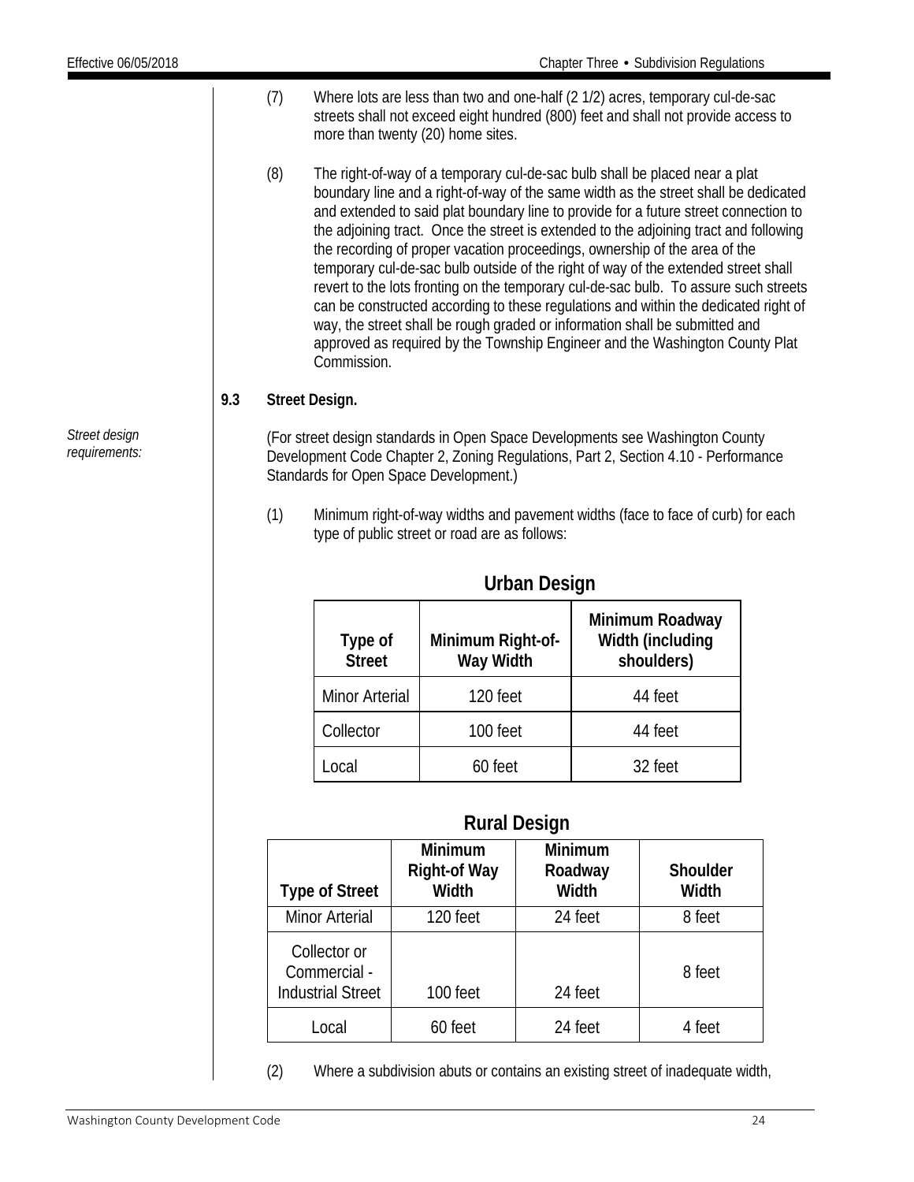(7) Where lots are less than two and one-half (2 1/2) acres, temporary cul-de-sac streets shall not exceed eight hundred (800) feet and shall not provide access to more than twenty (20) home sites.

(8) The right-of-way of a temporary cul-de-sac bulb shall be placed near a plat boundary line and a right-of-way of the same width as the street shall be dedicated and extended to said plat boundary line to provide for a future street connection to the adjoining tract. Once the street is extended to the adjoining tract and following the recording of proper vacation proceedings, ownership of the area of the temporary cul-de-sac bulb outside of the right of way of the extended street shall revert to the lots fronting on the temporary cul-de-sac bulb. To assure such streets can be constructed according to these regulations and within the dedicated right of way, the street shall be rough graded or information shall be submitted and approved as required by the Township Engineer and the Washington County Plat Commission.

### 9.3 Street Design.

*Street design requirements:*

(For street design standards in Open Space Developments see Washington County Development Code Chapter 2, Zoning Regulations, Part 2, Section 4.10 - Performance Standards for Open Space Development.)

(1) Minimum right-of-way widths and pavement widths (face to face of curb) for each type of public street or road are as follows:

**Urban Design**

| Type of Street | Minimum Right-of-Way Width | Minimum Roadway Width (including shoulders) |
|---|---|---|
| Minor Arterial | 120 feet | 44 feet |
| Collector | 100 feet | 44 feet |
| Local | 60 feet | 32 feet |

**Rural Design**

| Type of Street | Minimum Right-of Way Width | Minimum Roadway Width | Shoulder Width |
|---|---|---|---|
| Minor Arterial | 120 feet | 24 feet | 8 feet |
| Collector or Commercial - Industrial Street | 100 feet | 24 feet | 8 feet |
| Local | 60 feet | 24 feet | 4 feet |

(2) Where a subdivision abuts or contains an existing street of inadequate width,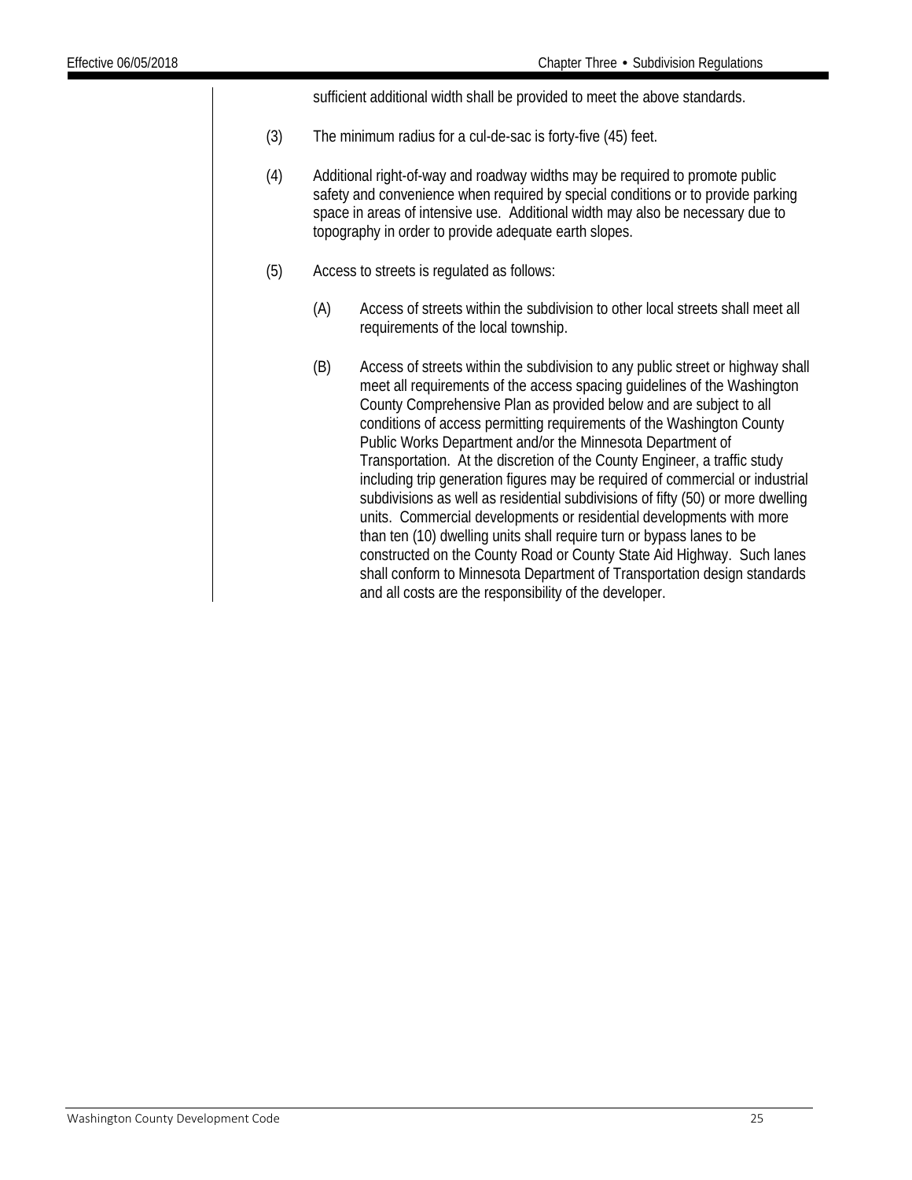sufficient additional width shall be provided to meet the above standards.

(3) The minimum radius for a cul-de-sac is forty-five (45) feet.

(4) Additional right-of-way and roadway widths may be required to promote public safety and convenience when required by special conditions or to provide parking space in areas of intensive use. Additional width may also be necessary due to topography in order to provide adequate earth slopes.

(5) Access to streets is regulated as follows:

(A) Access of streets within the subdivision to other local streets shall meet all requirements of the local township.

(B) Access of streets within the subdivision to any public street or highway shall meet all requirements of the access spacing guidelines of the Washington County Comprehensive Plan as provided below and are subject to all conditions of access permitting requirements of the Washington County Public Works Department and/or the Minnesota Department of Transportation. At the discretion of the County Engineer, a traffic study including trip generation figures may be required of commercial or industrial subdivisions as well as residential subdivisions of fifty (50) or more dwelling units. Commercial developments or residential developments with more than ten (10) dwelling units shall require turn or bypass lanes to be constructed on the County Road or County State Aid Highway. Such lanes shall conform to Minnesota Department of Transportation design standards and all costs are the responsibility of the developer.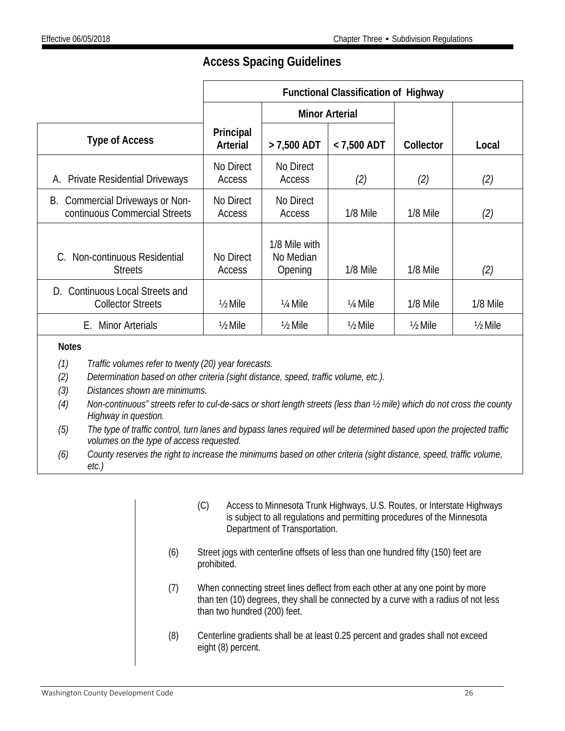## Access Spacing Guidelines

| | Functional Classification of Highway | | | | |
|---|---|---|---|---|---|
| | | Minor Arterial | | | |
| **Type of Access** | **Principal Arterial** | **> 7,500 ADT** | **< 7,500 ADT** | **Collector** | **Local** |
| A. Private Residential Driveways | No Direct Access | No Direct Access | *(2)* | *(2)* | *(2)* |
| B. Commercial Driveways or Non-continuous Commercial Streets | No Direct Access | No Direct Access | 1/8 Mile | 1/8 Mile | *(2)* |
| C. Non-continuous Residential Streets | No Direct Access | 1/8 Mile with No Median Opening | 1/8 Mile | 1/8 Mile | *(2)* |
| D. Continuous Local Streets and Collector Streets | ½ Mile | ¼ Mile | ¼ Mile | 1/8 Mile | 1/8 Mile |
| E. Minor Arterials | ½ Mile | ½ Mile | ½ Mile | ½ Mile | ½ Mile |

**Notes**

*(1) Traffic volumes refer to twenty (20) year forecasts.*

*(2) Determination based on other criteria (sight distance, speed, traffic volume, etc.).*

*(3) Distances shown are minimums.*

*(4) Non-continuous" streets refer to cul-de-sacs or short length streets (less than ½ mile) which do not cross the county Highway in question.*

*(5) The type of traffic control, turn lanes and bypass lanes required will be determined based upon the projected traffic volumes on the type of access requested.*

*(6) County reserves the right to increase the minimums based on other criteria (sight distance, speed, traffic volume, etc.)*

(C) Access to Minnesota Trunk Highways, U.S. Routes, or Interstate Highways is subject to all regulations and permitting procedures of the Minnesota Department of Transportation.

(6) Street jogs with centerline offsets of less than one hundred fifty (150) feet are prohibited.

(7) When connecting street lines deflect from each other at any one point by more than ten (10) degrees, they shall be connected by a curve with a radius of not less than two hundred (200) feet.

(8) Centerline gradients shall be at least 0.25 percent and grades shall not exceed eight (8) percent.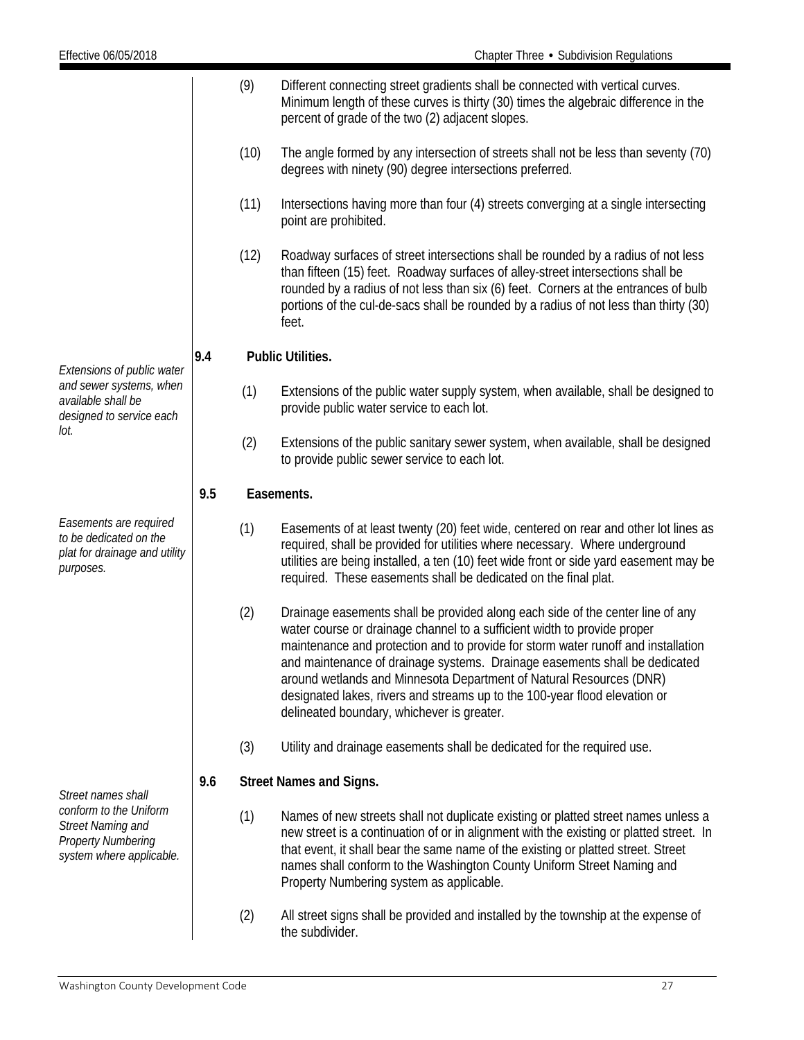(9) Different connecting street gradients shall be connected with vertical curves. Minimum length of these curves is thirty (30) times the algebraic difference in the percent of grade of the two (2) adjacent slopes.

(10) The angle formed by any intersection of streets shall not be less than seventy (70) degrees with ninety (90) degree intersections preferred.

(11) Intersections having more than four (4) streets converging at a single intersecting point are prohibited.

(12) Roadway surfaces of street intersections shall be rounded by a radius of not less than fifteen (15) feet. Roadway surfaces of alley-street intersections shall be rounded by a radius of not less than six (6) feet. Corners at the entrances of bulb portions of the cul-de-sacs shall be rounded by a radius of not less than thirty (30) feet.

### 9.4 Public Utilities.

*Extensions of public water and sewer systems, when available shall be designed to service each lot.*

(1) Extensions of the public water supply system, when available, shall be designed to provide public water service to each lot.

(2) Extensions of the public sanitary sewer system, when available, shall be designed to provide public sewer service to each lot.

### 9.5 Easements.

*Easements are required to be dedicated on the plat for drainage and utility purposes.*

(1) Easements of at least twenty (20) feet wide, centered on rear and other lot lines as required, shall be provided for utilities where necessary. Where underground utilities are being installed, a ten (10) feet wide front or side yard easement may be required. These easements shall be dedicated on the final plat.

(2) Drainage easements shall be provided along each side of the center line of any water course or drainage channel to a sufficient width to provide proper maintenance and protection and to provide for storm water runoff and installation and maintenance of drainage systems. Drainage easements shall be dedicated around wetlands and Minnesota Department of Natural Resources (DNR) designated lakes, rivers and streams up to the 100-year flood elevation or delineated boundary, whichever is greater.

(3) Utility and drainage easements shall be dedicated for the required use.

### 9.6 Street Names and Signs.

*Street names shall conform to the Uniform Street Naming and Property Numbering system where applicable.*

(1) Names of new streets shall not duplicate existing or platted street names unless a new street is a continuation of or in alignment with the existing or platted street. In that event, it shall bear the same name of the existing or platted street. Street names shall conform to the Washington County Uniform Street Naming and Property Numbering system as applicable.

(2) All street signs shall be provided and installed by the township at the expense of the subdivider.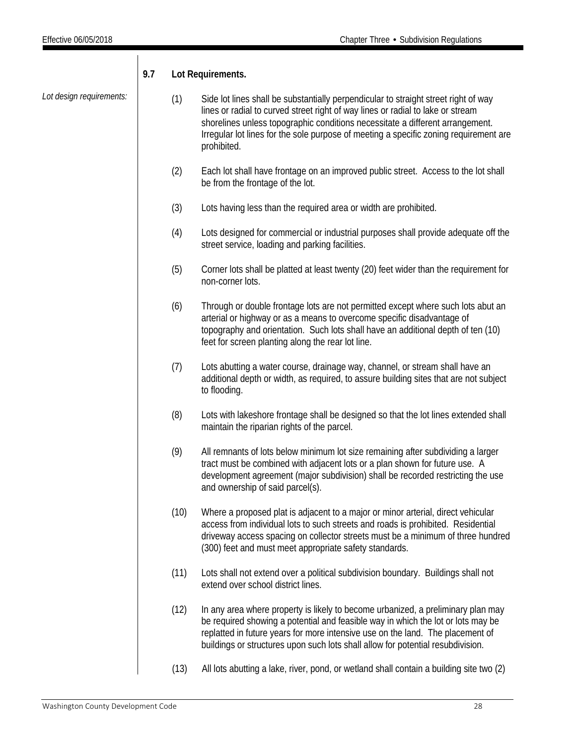## 9.7 Lot Requirements.

*Lot design requirements:*

(1) Side lot lines shall be substantially perpendicular to straight street right of way lines or radial to curved street right of way lines or radial to lake or stream shorelines unless topographic conditions necessitate a different arrangement. Irregular lot lines for the sole purpose of meeting a specific zoning requirement are prohibited.

(2) Each lot shall have frontage on an improved public street. Access to the lot shall be from the frontage of the lot.

(3) Lots having less than the required area or width are prohibited.

(4) Lots designed for commercial or industrial purposes shall provide adequate off the street service, loading and parking facilities.

(5) Corner lots shall be platted at least twenty (20) feet wider than the requirement for non-corner lots.

(6) Through or double frontage lots are not permitted except where such lots abut an arterial or highway or as a means to overcome specific disadvantage of topography and orientation. Such lots shall have an additional depth of ten (10) feet for screen planting along the rear lot line.

(7) Lots abutting a water course, drainage way, channel, or stream shall have an additional depth or width, as required, to assure building sites that are not subject to flooding.

(8) Lots with lakeshore frontage shall be designed so that the lot lines extended shall maintain the riparian rights of the parcel.

(9) All remnants of lots below minimum lot size remaining after subdividing a larger tract must be combined with adjacent lots or a plan shown for future use. A development agreement (major subdivision) shall be recorded restricting the use and ownership of said parcel(s).

(10) Where a proposed plat is adjacent to a major or minor arterial, direct vehicular access from individual lots to such streets and roads is prohibited. Residential driveway access spacing on collector streets must be a minimum of three hundred (300) feet and must meet appropriate safety standards.

(11) Lots shall not extend over a political subdivision boundary. Buildings shall not extend over school district lines.

(12) In any area where property is likely to become urbanized, a preliminary plan may be required showing a potential and feasible way in which the lot or lots may be replatted in future years for more intensive use on the land. The placement of buildings or structures upon such lots shall allow for potential resubdivision.

(13) All lots abutting a lake, river, pond, or wetland shall contain a building site two (2)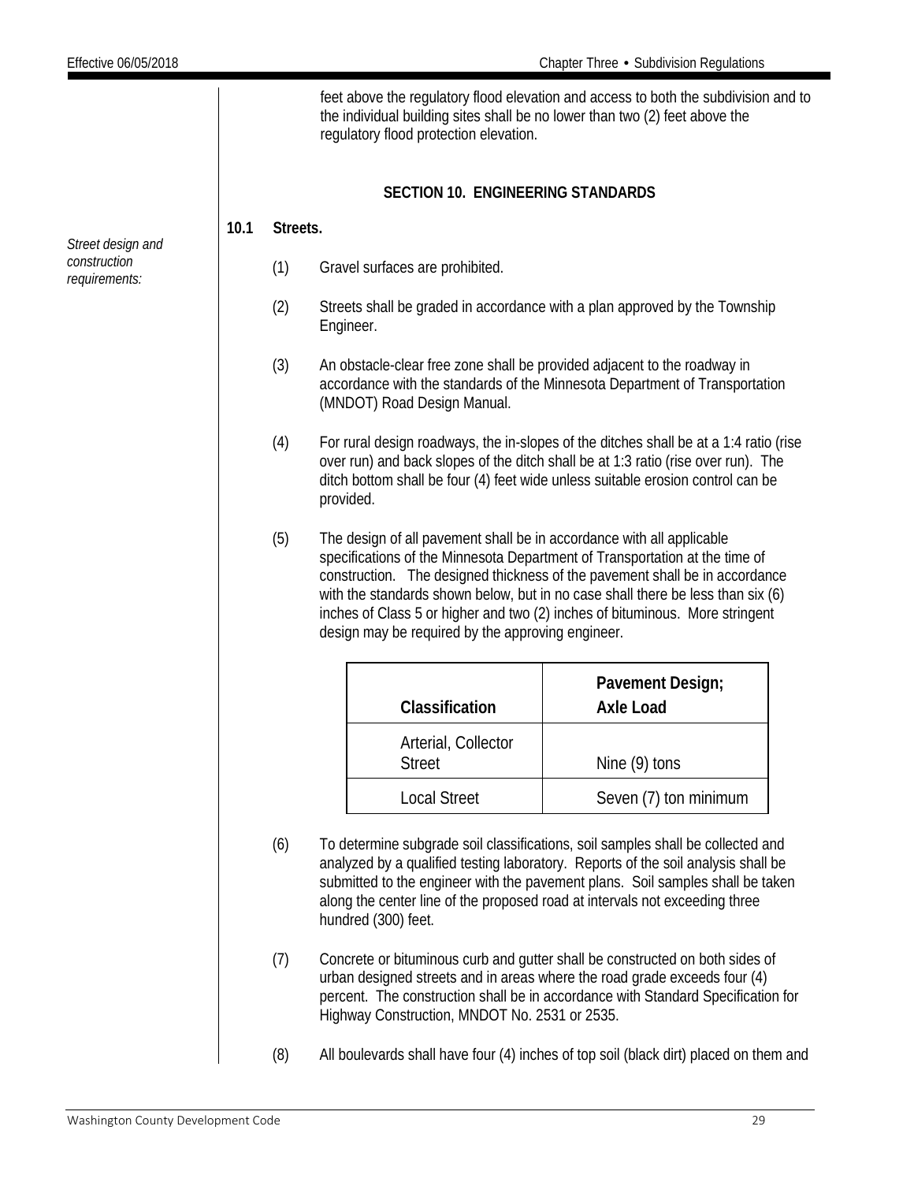feet above the regulatory flood elevation and access to both the subdivision and to the individual building sites shall be no lower than two (2) feet above the regulatory flood protection elevation.

## SECTION 10. ENGINEERING STANDARDS

*Street design and construction requirements:*

### 10.1 Streets.

(1) Gravel surfaces are prohibited.

(2) Streets shall be graded in accordance with a plan approved by the Township Engineer.

(3) An obstacle-clear free zone shall be provided adjacent to the roadway in accordance with the standards of the Minnesota Department of Transportation (MNDOT) Road Design Manual.

(4) For rural design roadways, the in-slopes of the ditches shall be at a 1:4 ratio (rise over run) and back slopes of the ditch shall be at 1:3 ratio (rise over run). The ditch bottom shall be four (4) feet wide unless suitable erosion control can be provided.

(5) The design of all pavement shall be in accordance with all applicable specifications of the Minnesota Department of Transportation at the time of construction. The designed thickness of the pavement shall be in accordance with the standards shown below, but in no case shall there be less than six (6) inches of Class 5 or higher and two (2) inches of bituminous. More stringent design may be required by the approving engineer.

| Classification | Pavement Design; Axle Load |
|---|---|
| Arterial, Collector Street | Nine (9) tons |
| Local Street | Seven (7) ton minimum |

(6) To determine subgrade soil classifications, soil samples shall be collected and analyzed by a qualified testing laboratory. Reports of the soil analysis shall be submitted to the engineer with the pavement plans. Soil samples shall be taken along the center line of the proposed road at intervals not exceeding three hundred (300) feet.

(7) Concrete or bituminous curb and gutter shall be constructed on both sides of urban designed streets and in areas where the road grade exceeds four (4) percent. The construction shall be in accordance with Standard Specification for Highway Construction, MNDOT No. 2531 or 2535.

(8) All boulevards shall have four (4) inches of top soil (black dirt) placed on them and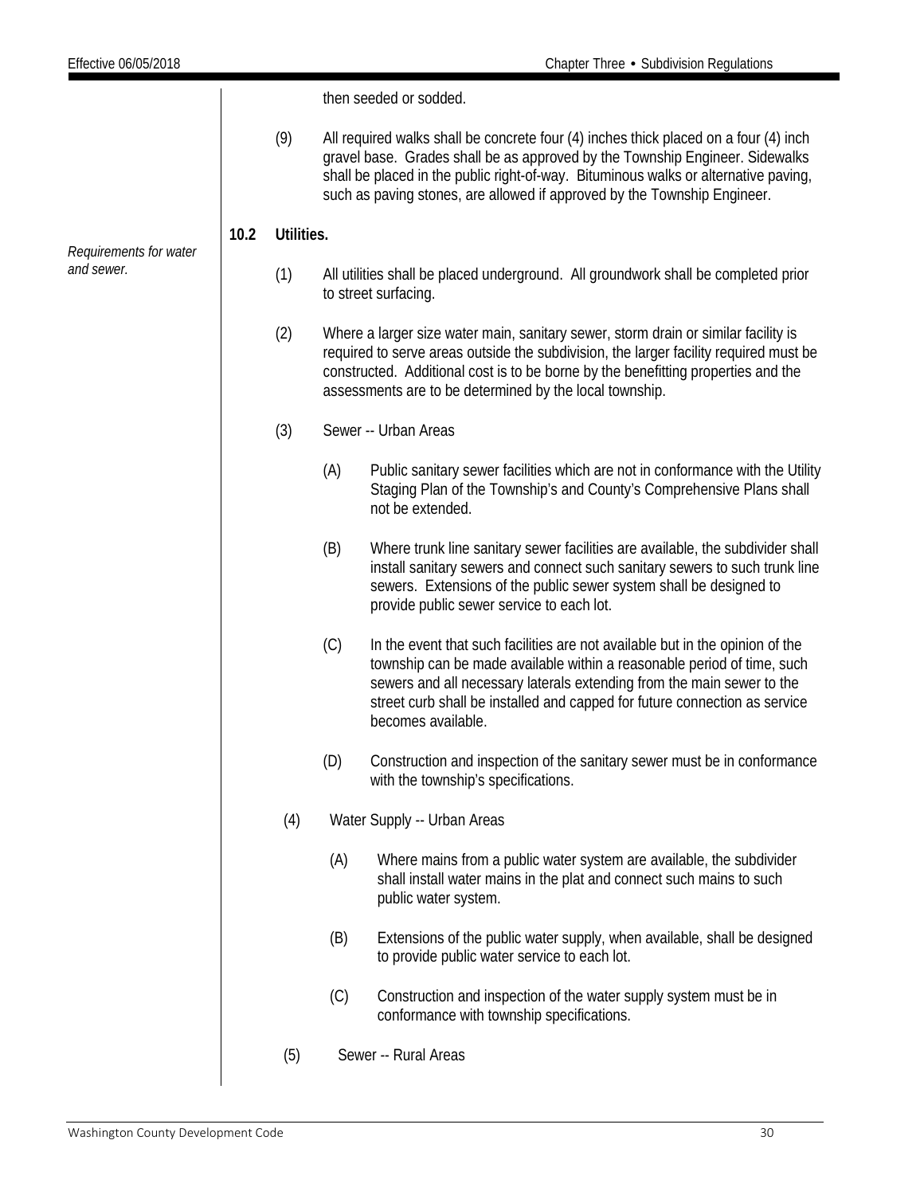then seeded or sodded.

(9) All required walks shall be concrete four (4) inches thick placed on a four (4) inch gravel base. Grades shall be as approved by the Township Engineer. Sidewalks shall be placed in the public right-of-way. Bituminous walks or alternative paving, such as paving stones, are allowed if approved by the Township Engineer.

*Requirements for water and sewer.*

**10.2 Utilities.**

(1) All utilities shall be placed underground. All groundwork shall be completed prior to street surfacing.

(2) Where a larger size water main, sanitary sewer, storm drain or similar facility is required to serve areas outside the subdivision, the larger facility required must be constructed. Additional cost is to be borne by the benefitting properties and the assessments are to be determined by the local township.

(3) Sewer -- Urban Areas

(A) Public sanitary sewer facilities which are not in conformance with the Utility Staging Plan of the Township's and County's Comprehensive Plans shall not be extended.

(B) Where trunk line sanitary sewer facilities are available, the subdivider shall install sanitary sewers and connect such sanitary sewers to such trunk line sewers. Extensions of the public sewer system shall be designed to provide public sewer service to each lot.

(C) In the event that such facilities are not available but in the opinion of the township can be made available within a reasonable period of time, such sewers and all necessary laterals extending from the main sewer to the street curb shall be installed and capped for future connection as service becomes available.

(D) Construction and inspection of the sanitary sewer must be in conformance with the township's specifications.

(4) Water Supply -- Urban Areas

(A) Where mains from a public water system are available, the subdivider shall install water mains in the plat and connect such mains to such public water system.

(B) Extensions of the public water supply, when available, shall be designed to provide public water service to each lot.

(C) Construction and inspection of the water supply system must be in conformance with township specifications.

(5) Sewer -- Rural Areas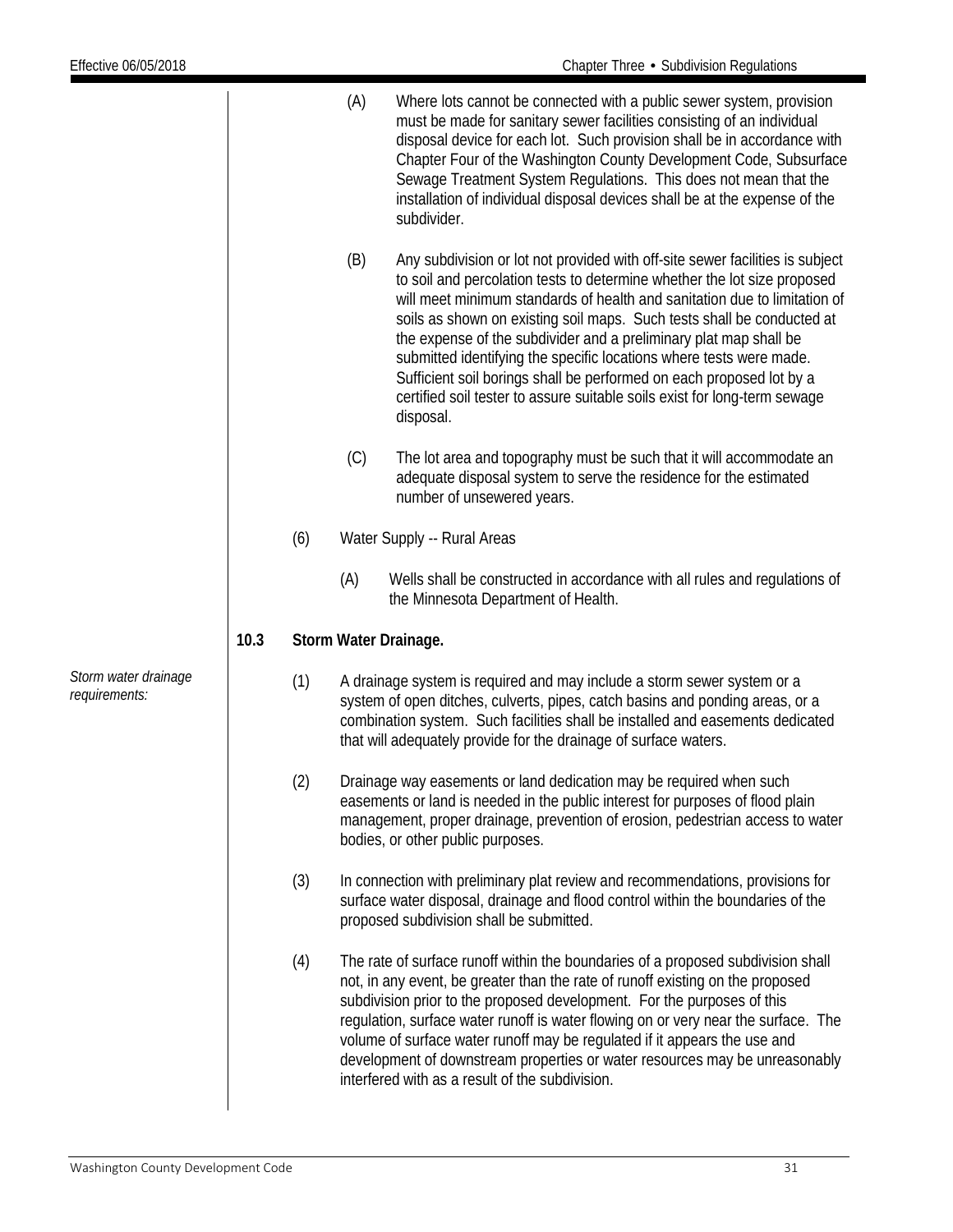(A) Where lots cannot be connected with a public sewer system, provision must be made for sanitary sewer facilities consisting of an individual disposal device for each lot. Such provision shall be in accordance with Chapter Four of the Washington County Development Code, Subsurface Sewage Treatment System Regulations. This does not mean that the installation of individual disposal devices shall be at the expense of the subdivider.

(B) Any subdivision or lot not provided with off-site sewer facilities is subject to soil and percolation tests to determine whether the lot size proposed will meet minimum standards of health and sanitation due to limitation of soils as shown on existing soil maps. Such tests shall be conducted at the expense of the subdivider and a preliminary plat map shall be submitted identifying the specific locations where tests were made. Sufficient soil borings shall be performed on each proposed lot by a certified soil tester to assure suitable soils exist for long-term sewage disposal.

(C) The lot area and topography must be such that it will accommodate an adequate disposal system to serve the residence for the estimated number of unsewered years.

(6) Water Supply -- Rural Areas

(A) Wells shall be constructed in accordance with all rules and regulations of the Minnesota Department of Health.

**10.3 Storm Water Drainage.**

*Storm water drainage requirements:*

(1) A drainage system is required and may include a storm sewer system or a system of open ditches, culverts, pipes, catch basins and ponding areas, or a combination system. Such facilities shall be installed and easements dedicated that will adequately provide for the drainage of surface waters.

(2) Drainage way easements or land dedication may be required when such easements or land is needed in the public interest for purposes of flood plain management, proper drainage, prevention of erosion, pedestrian access to water bodies, or other public purposes.

(3) In connection with preliminary plat review and recommendations, provisions for surface water disposal, drainage and flood control within the boundaries of the proposed subdivision shall be submitted.

(4) The rate of surface runoff within the boundaries of a proposed subdivision shall not, in any event, be greater than the rate of runoff existing on the proposed subdivision prior to the proposed development. For the purposes of this regulation, surface water runoff is water flowing on or very near the surface. The volume of surface water runoff may be regulated if it appears the use and development of downstream properties or water resources may be unreasonably interfered with as a result of the subdivision.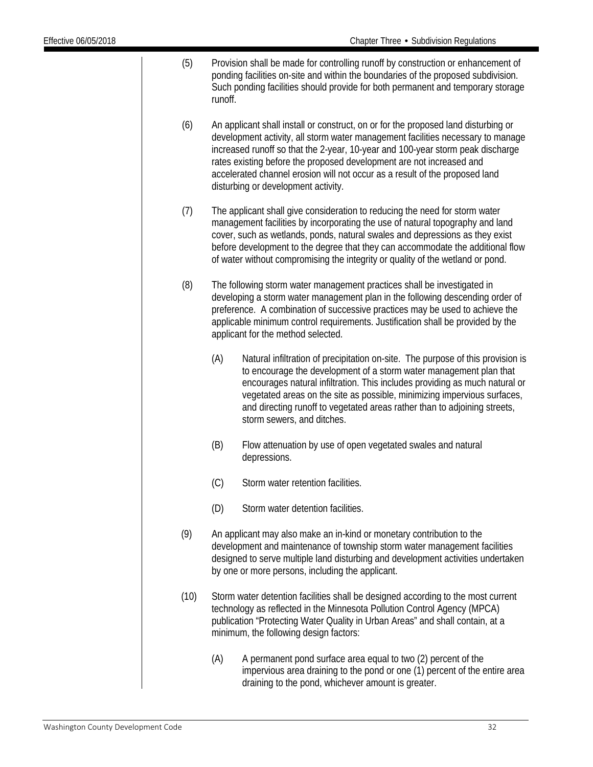(5) Provision shall be made for controlling runoff by construction or enhancement of ponding facilities on-site and within the boundaries of the proposed subdivision. Such ponding facilities should provide for both permanent and temporary storage runoff.

(6) An applicant shall install or construct, on or for the proposed land disturbing or development activity, all storm water management facilities necessary to manage increased runoff so that the 2-year, 10-year and 100-year storm peak discharge rates existing before the proposed development are not increased and accelerated channel erosion will not occur as a result of the proposed land disturbing or development activity.

(7) The applicant shall give consideration to reducing the need for storm water management facilities by incorporating the use of natural topography and land cover, such as wetlands, ponds, natural swales and depressions as they exist before development to the degree that they can accommodate the additional flow of water without compromising the integrity or quality of the wetland or pond.

(8) The following storm water management practices shall be investigated in developing a storm water management plan in the following descending order of preference. A combination of successive practices may be used to achieve the applicable minimum control requirements. Justification shall be provided by the applicant for the method selected.

   (A) Natural infiltration of precipitation on-site. The purpose of this provision is to encourage the development of a storm water management plan that encourages natural infiltration. This includes providing as much natural or vegetated areas on the site as possible, minimizing impervious surfaces, and directing runoff to vegetated areas rather than to adjoining streets, storm sewers, and ditches.

   (B) Flow attenuation by use of open vegetated swales and natural depressions.

   (C) Storm water retention facilities.

   (D) Storm water detention facilities.

(9) An applicant may also make an in-kind or monetary contribution to the development and maintenance of township storm water management facilities designed to serve multiple land disturbing and development activities undertaken by one or more persons, including the applicant.

(10) Storm water detention facilities shall be designed according to the most current technology as reflected in the Minnesota Pollution Control Agency (MPCA) publication "Protecting Water Quality in Urban Areas" and shall contain, at a minimum, the following design factors:

   (A) A permanent pond surface area equal to two (2) percent of the impervious area draining to the pond or one (1) percent of the entire area draining to the pond, whichever amount is greater.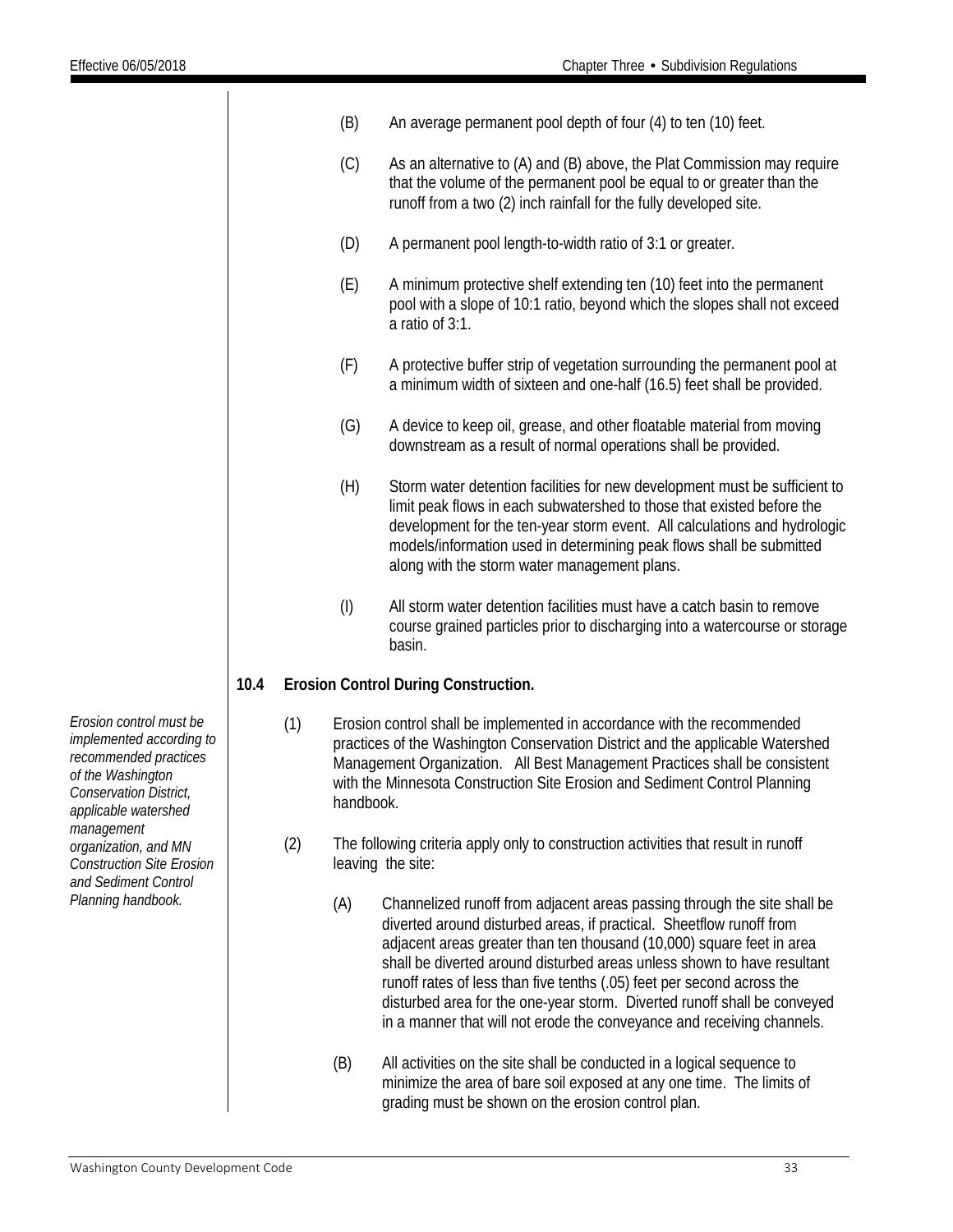(B) An average permanent pool depth of four (4) to ten (10) feet.

(C) As an alternative to (A) and (B) above, the Plat Commission may require that the volume of the permanent pool be equal to or greater than the runoff from a two (2) inch rainfall for the fully developed site.

(D) A permanent pool length-to-width ratio of 3:1 or greater.

(E) A minimum protective shelf extending ten (10) feet into the permanent pool with a slope of 10:1 ratio, beyond which the slopes shall not exceed a ratio of 3:1.

(F) A protective buffer strip of vegetation surrounding the permanent pool at a minimum width of sixteen and one-half (16.5) feet shall be provided.

(G) A device to keep oil, grease, and other floatable material from moving downstream as a result of normal operations shall be provided.

(H) Storm water detention facilities for new development must be sufficient to limit peak flows in each subwatershed to those that existed before the development for the ten-year storm event. All calculations and hydrologic models/information used in determining peak flows shall be submitted along with the storm water management plans.

(I) All storm water detention facilities must have a catch basin to remove course grained particles prior to discharging into a watercourse or storage basin.

**10.4 Erosion Control During Construction.**

*Erosion control must be implemented according to recommended practices of the Washington Conservation District, applicable watershed management organization, and MN Construction Site Erosion and Sediment Control Planning handbook.*

(1) Erosion control shall be implemented in accordance with the recommended practices of the Washington Conservation District and the applicable Watershed Management Organization. All Best Management Practices shall be consistent with the Minnesota Construction Site Erosion and Sediment Control Planning handbook.

(2) The following criteria apply only to construction activities that result in runoff leaving the site:

(A) Channelized runoff from adjacent areas passing through the site shall be diverted around disturbed areas, if practical. Sheetflow runoff from adjacent areas greater than ten thousand (10,000) square feet in area shall be diverted around disturbed areas unless shown to have resultant runoff rates of less than five tenths (.05) feet per second across the disturbed area for the one-year storm. Diverted runoff shall be conveyed in a manner that will not erode the conveyance and receiving channels.

(B) All activities on the site shall be conducted in a logical sequence to minimize the area of bare soil exposed at any one time. The limits of grading must be shown on the erosion control plan.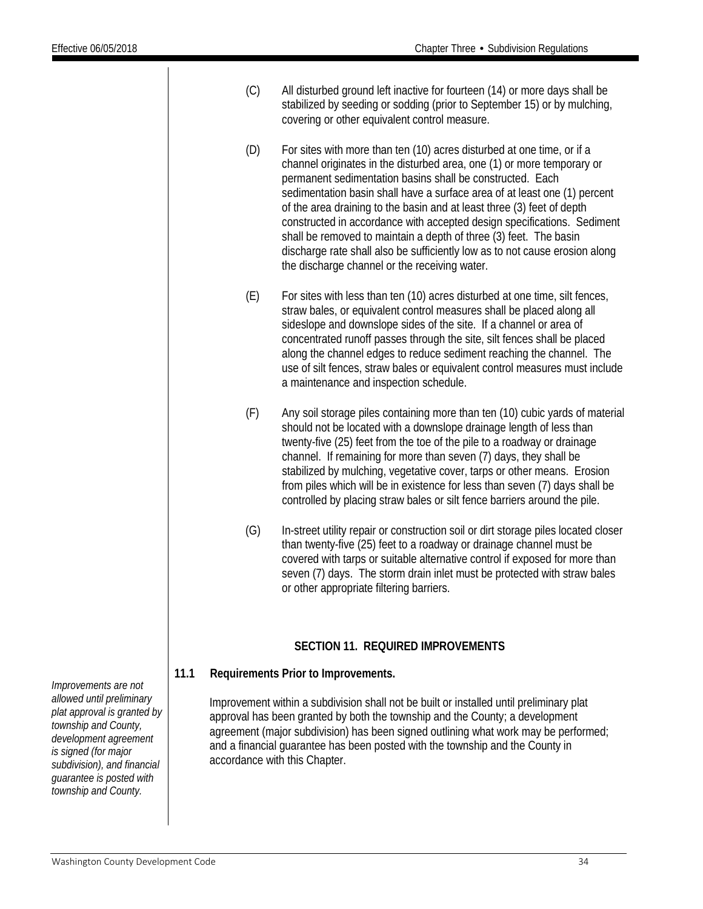(C) All disturbed ground left inactive for fourteen (14) or more days shall be stabilized by seeding or sodding (prior to September 15) or by mulching, covering or other equivalent control measure.

(D) For sites with more than ten (10) acres disturbed at one time, or if a channel originates in the disturbed area, one (1) or more temporary or permanent sedimentation basins shall be constructed. Each sedimentation basin shall have a surface area of at least one (1) percent of the area draining to the basin and at least three (3) feet of depth constructed in accordance with accepted design specifications. Sediment shall be removed to maintain a depth of three (3) feet. The basin discharge rate shall also be sufficiently low as to not cause erosion along the discharge channel or the receiving water.

(E) For sites with less than ten (10) acres disturbed at one time, silt fences, straw bales, or equivalent control measures shall be placed along all sideslope and downslope sides of the site. If a channel or area of concentrated runoff passes through the site, silt fences shall be placed along the channel edges to reduce sediment reaching the channel. The use of silt fences, straw bales or equivalent control measures must include a maintenance and inspection schedule.

(F) Any soil storage piles containing more than ten (10) cubic yards of material should not be located with a downslope drainage length of less than twenty-five (25) feet from the toe of the pile to a roadway or drainage channel. If remaining for more than seven (7) days, they shall be stabilized by mulching, vegetative cover, tarps or other means. Erosion from piles which will be in existence for less than seven (7) days shall be controlled by placing straw bales or silt fence barriers around the pile.

(G) In-street utility repair or construction soil or dirt storage piles located closer than twenty-five (25) feet to a roadway or drainage channel must be covered with tarps or suitable alternative control if exposed for more than seven (7) days. The storm drain inlet must be protected with straw bales or other appropriate filtering barriers.

## SECTION 11. REQUIRED IMPROVEMENTS

### 11.1 Requirements Prior to Improvements.

*Improvements are not allowed until preliminary plat approval is granted by township and County, development agreement is signed (for major subdivision), and financial guarantee is posted with township and County.*

Improvement within a subdivision shall not be built or installed until preliminary plat approval has been granted by both the township and the County; a development agreement (major subdivision) has been signed outlining what work may be performed; and a financial guarantee has been posted with the township and the County in accordance with this Chapter.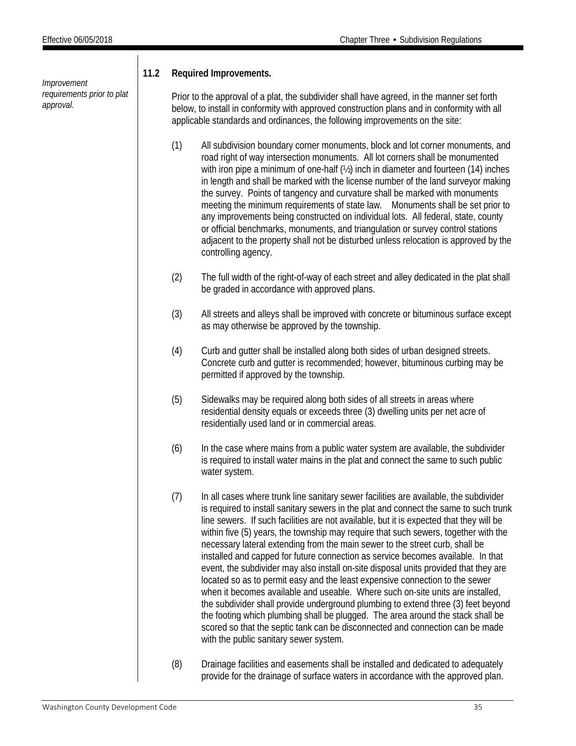*Improvement requirements prior to plat approval.*

**11.2 Required Improvements.**

Prior to the approval of a plat, the subdivider shall have agreed, in the manner set forth below, to install in conformity with approved construction plans and in conformity with all applicable standards and ordinances, the following improvements on the site:

(1) All subdivision boundary corner monuments, block and lot corner monuments, and road right of way intersection monuments. All lot corners shall be monumented with iron pipe a minimum of one-half (½) inch in diameter and fourteen (14) inches in length and shall be marked with the license number of the land surveyor making the survey. Points of tangency and curvature shall be marked with monuments meeting the minimum requirements of state law. Monuments shall be set prior to any improvements being constructed on individual lots. All federal, state, county or official benchmarks, monuments, and triangulation or survey control stations adjacent to the property shall not be disturbed unless relocation is approved by the controlling agency.

(2) The full width of the right-of-way of each street and alley dedicated in the plat shall be graded in accordance with approved plans.

(3) All streets and alleys shall be improved with concrete or bituminous surface except as may otherwise be approved by the township.

(4) Curb and gutter shall be installed along both sides of urban designed streets. Concrete curb and gutter is recommended; however, bituminous curbing may be permitted if approved by the township.

(5) Sidewalks may be required along both sides of all streets in areas where residential density equals or exceeds three (3) dwelling units per net acre of residentially used land or in commercial areas.

(6) In the case where mains from a public water system are available, the subdivider is required to install water mains in the plat and connect the same to such public water system.

(7) In all cases where trunk line sanitary sewer facilities are available, the subdivider is required to install sanitary sewers in the plat and connect the same to such trunk line sewers. If such facilities are not available, but it is expected that they will be within five (5) years, the township may require that such sewers, together with the necessary lateral extending from the main sewer to the street curb, shall be installed and capped for future connection as service becomes available. In that event, the subdivider may also install on-site disposal units provided that they are located so as to permit easy and the least expensive connection to the sewer when it becomes available and useable. Where such on-site units are installed, the subdivider shall provide underground plumbing to extend three (3) feet beyond the footing which plumbing shall be plugged. The area around the stack shall be scored so that the septic tank can be disconnected and connection can be made with the public sanitary sewer system.

(8) Drainage facilities and easements shall be installed and dedicated to adequately provide for the drainage of surface waters in accordance with the approved plan.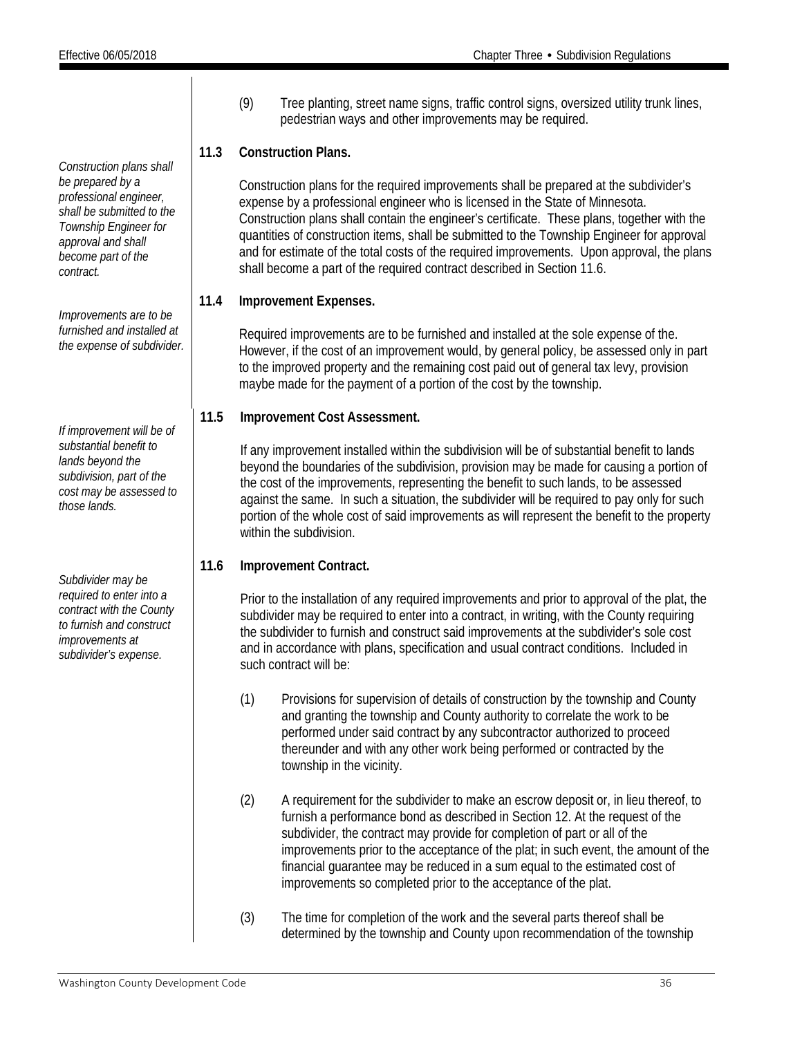(9) Tree planting, street name signs, traffic control signs, oversized utility trunk lines, pedestrian ways and other improvements may be required.

### 11.3 Construction Plans.

*Construction plans shall be prepared by a professional engineer, shall be submitted to the Township Engineer for approval and shall become part of the contract.*

Construction plans for the required improvements shall be prepared at the subdivider's expense by a professional engineer who is licensed in the State of Minnesota. Construction plans shall contain the engineer's certificate. These plans, together with the quantities of construction items, shall be submitted to the Township Engineer for approval and for estimate of the total costs of the required improvements. Upon approval, the plans shall become a part of the required contract described in Section 11.6.

### 11.4 Improvement Expenses.

*Improvements are to be furnished and installed at the expense of subdivider.*

Required improvements are to be furnished and installed at the sole expense of the. However, if the cost of an improvement would, by general policy, be assessed only in part to the improved property and the remaining cost paid out of general tax levy, provision maybe made for the payment of a portion of the cost by the township.

### 11.5 Improvement Cost Assessment.

*If improvement will be of substantial benefit to lands beyond the subdivision, part of the cost may be assessed to those lands.*

If any improvement installed within the subdivision will be of substantial benefit to lands beyond the boundaries of the subdivision, provision may be made for causing a portion of the cost of the improvements, representing the benefit to such lands, to be assessed against the same. In such a situation, the subdivider will be required to pay only for such portion of the whole cost of said improvements as will represent the benefit to the property within the subdivision.

### 11.6 Improvement Contract.

*Subdivider may be required to enter into a contract with the County to furnish and construct improvements at subdivider's expense.*

Prior to the installation of any required improvements and prior to approval of the plat, the subdivider may be required to enter into a contract, in writing, with the County requiring the subdivider to furnish and construct said improvements at the subdivider's sole cost and in accordance with plans, specification and usual contract conditions. Included in such contract will be:

(1) Provisions for supervision of details of construction by the township and County and granting the township and County authority to correlate the work to be performed under said contract by any subcontractor authorized to proceed thereunder and with any other work being performed or contracted by the township in the vicinity.

(2) A requirement for the subdivider to make an escrow deposit or, in lieu thereof, to furnish a performance bond as described in Section 12. At the request of the subdivider, the contract may provide for completion of part or all of the improvements prior to the acceptance of the plat; in such event, the amount of the financial guarantee may be reduced in a sum equal to the estimated cost of improvements so completed prior to the acceptance of the plat.

(3) The time for completion of the work and the several parts thereof shall be determined by the township and County upon recommendation of the township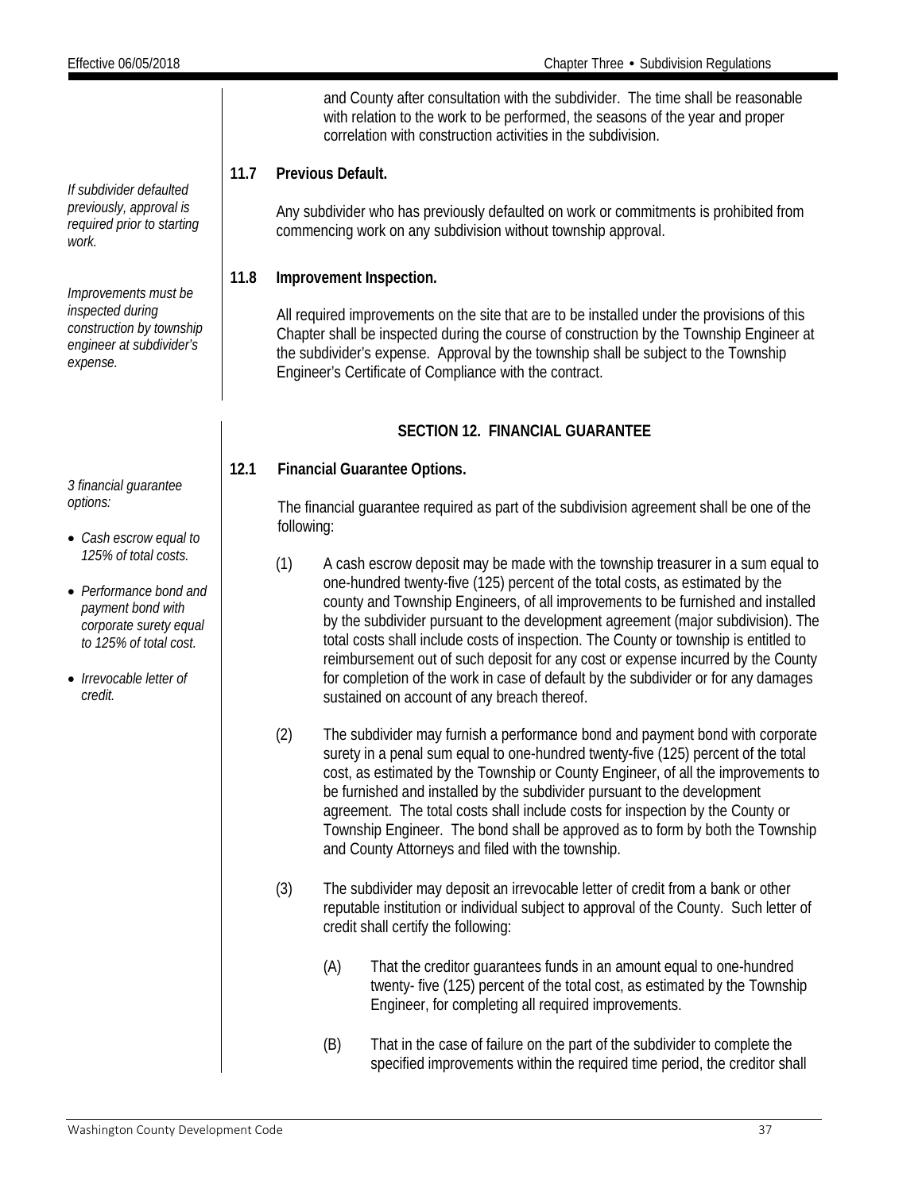and County after consultation with the subdivider. The time shall be reasonable with relation to the work to be performed, the seasons of the year and proper correlation with construction activities in the subdivision.

*If subdivider defaulted previously, approval is required prior to starting work.*

**11.7 Previous Default.**

Any subdivider who has previously defaulted on work or commitments is prohibited from commencing work on any subdivision without township approval.

*Improvements must be inspected during construction by township engineer at subdivider's expense.*

**11.8 Improvement Inspection.**

All required improvements on the site that are to be installed under the provisions of this Chapter shall be inspected during the course of construction by the Township Engineer at the subdivider's expense. Approval by the township shall be subject to the Township Engineer's Certificate of Compliance with the contract.

## SECTION 12. FINANCIAL GUARANTEE

*3 financial guarantee options:*

- *Cash escrow equal to 125% of total costs.*
- *Performance bond and payment bond with corporate surety equal to 125% of total cost.*
- *Irrevocable letter of credit.*

**12.1 Financial Guarantee Options.**

The financial guarantee required as part of the subdivision agreement shall be one of the following:

(1) A cash escrow deposit may be made with the township treasurer in a sum equal to one-hundred twenty-five (125) percent of the total costs, as estimated by the county and Township Engineers, of all improvements to be furnished and installed by the subdivider pursuant to the development agreement (major subdivision). The total costs shall include costs of inspection. The County or township is entitled to reimbursement out of such deposit for any cost or expense incurred by the County for completion of the work in case of default by the subdivider or for any damages sustained on account of any breach thereof.

(2) The subdivider may furnish a performance bond and payment bond with corporate surety in a penal sum equal to one-hundred twenty-five (125) percent of the total cost, as estimated by the Township or County Engineer, of all the improvements to be furnished and installed by the subdivider pursuant to the development agreement. The total costs shall include costs for inspection by the County or Township Engineer. The bond shall be approved as to form by both the Township and County Attorneys and filed with the township.

(3) The subdivider may deposit an irrevocable letter of credit from a bank or other reputable institution or individual subject to approval of the County. Such letter of credit shall certify the following:

(A) That the creditor guarantees funds in an amount equal to one-hundred twenty- five (125) percent of the total cost, as estimated by the Township Engineer, for completing all required improvements.

(B) That in the case of failure on the part of the subdivider to complete the specified improvements within the required time period, the creditor shall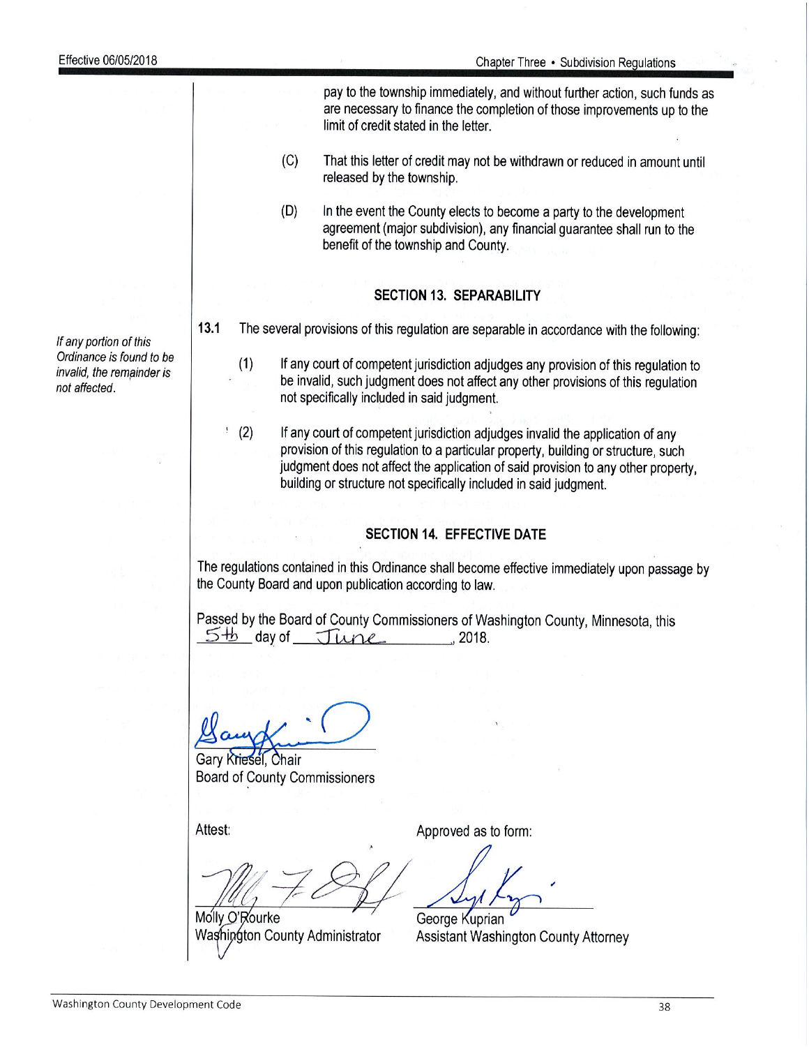pay to the township immediately, and without further action, such funds as are necessary to finance the completion of those improvements up to the limit of credit stated in the letter.

(C) That this letter of credit may not be withdrawn or reduced in amount until released by the township.

(D) In the event the County elects to become a party to the development agreement (major subdivision), any financial guarantee shall run to the benefit of the township and County.

## SECTION 13. SEPARABILITY

*If any portion of this Ordinance is found to be invalid, the remainder is not affected.*

**13.1** The several provisions of this regulation are separable in accordance with the following:

(1) If any court of competent jurisdiction adjudges any provision of this regulation to be invalid, such judgment does not affect any other provisions of this regulation not specifically included in said judgment.

(2) If any court of competent jurisdiction adjudges invalid the application of any provision of this regulation to a particular property, building or structure, such judgment does not affect the application of said provision to any other property, building or structure not specifically included in said judgment.

## SECTION 14. EFFECTIVE DATE

The regulations contained in this Ordinance shall become effective immediately upon passage by the County Board and upon publication according to law.

Passed by the Board of County Commissioners of Washington County, Minnesota, this 5th day of June, 2018.

Gary Kriesel, Chair
Board of County Commissioners

Attest:

Molly O'Rourke
Washington County Administrator

Approved as to form:

George Kuprian
Assistant Washington County Attorney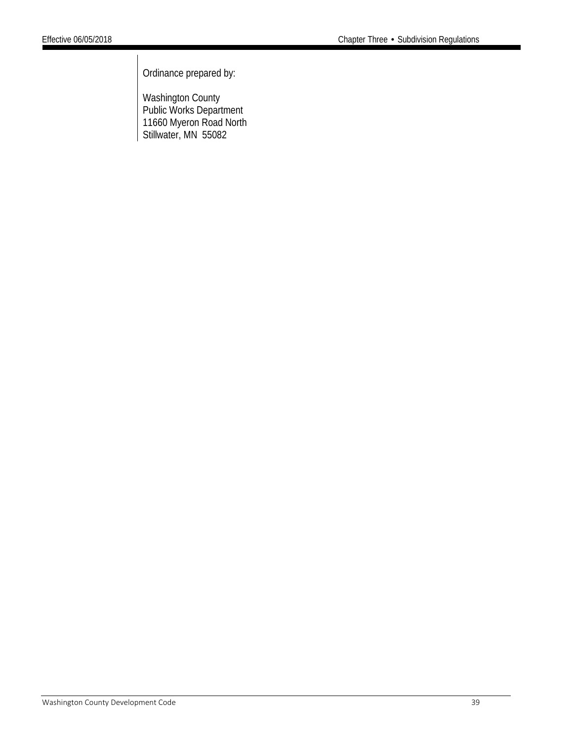Ordinance prepared by:

Washington County
Public Works Department
11660 Myeron Road North
Stillwater, MN 55082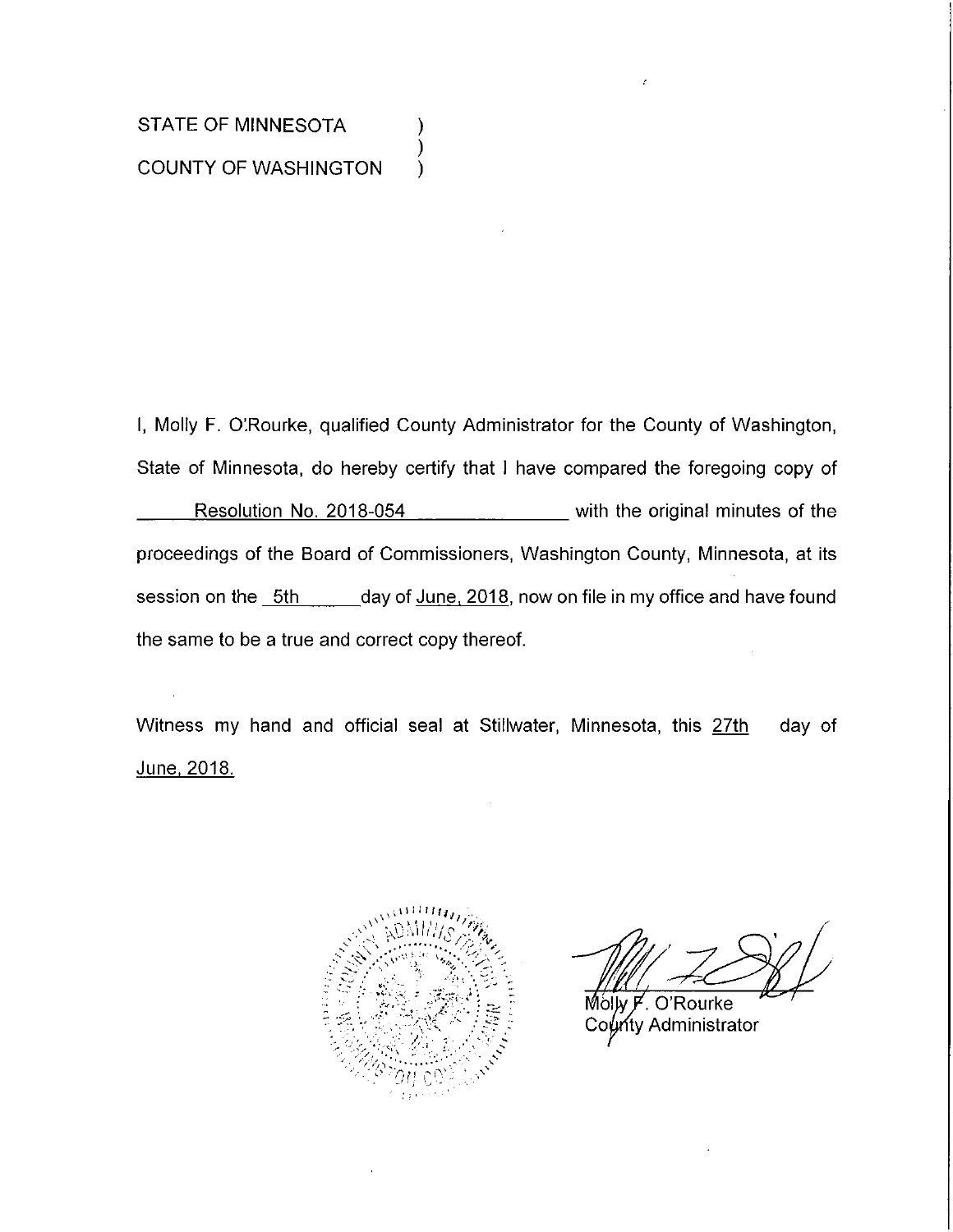STATE OF MINNESOTA )
)
COUNTY OF WASHINGTON )

I, Molly F. O'Rourke, qualified County Administrator for the County of Washington, State of Minnesota, do hereby certify that I have compared the foregoing copy of Resolution No. 2018-054 with the original minutes of the proceedings of the Board of Commissioners, Washington County, Minnesota, at its session on the 5th day of June, 2018, now on file in my office and have found the same to be a true and correct copy thereof.

Witness my hand and official seal at Stillwater, Minnesota, this 27th day of June, 2018.

Molly F. O'Rourke
County Administrator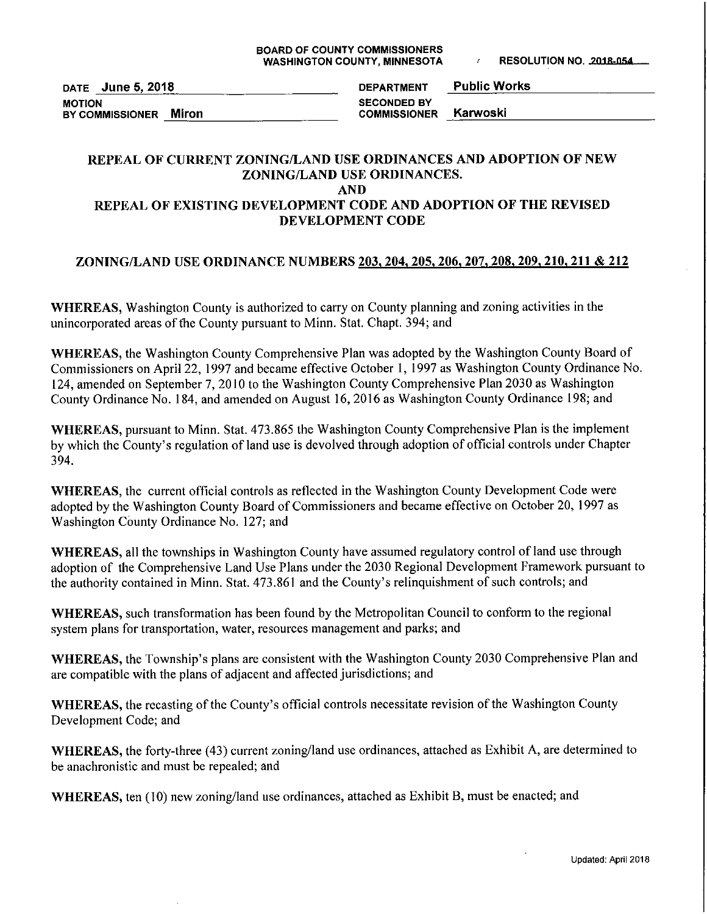BOARD OF COUNTY COMMISSIONERS
WASHINGTON COUNTY, MINNESOTA

RESOLUTION NO. 2018-054

| | | | |
|---|---|---|---|
| DATE | June 5, 2018 | DEPARTMENT | Public Works |
| MOTION BY COMMISSIONER | Miron | SECONDED BY COMMISSIONER | Karwoski |

## REPEAL OF CURRENT ZONING/LAND USE ORDINANCES AND ADOPTION OF NEW ZONING/LAND USE ORDINANCES.
## AND
## REPEAL OF EXISTING DEVELOPMENT CODE AND ADOPTION OF THE REVISED DEVELOPMENT CODE

## ZONING/LAND USE ORDINANCE NUMBERS 203, 204, 205, 206, 207, 208, 209, 210, 211 & 212

**WHEREAS,** Washington County is authorized to carry on County planning and zoning activities in the unincorporated areas of the County pursuant to Minn. Stat. Chapt. 394; and

**WHEREAS,** the Washington County Comprehensive Plan was adopted by the Washington County Board of Commissioners on April 22, 1997 and became effective October 1, 1997 as Washington County Ordinance No. 124, amended on September 7, 2010 to the Washington County Comprehensive Plan 2030 as Washington County Ordinance No. 184, and amended on August 16, 2016 as Washington County Ordinance 198; and

**WHEREAS,** pursuant to Minn. Stat. 473.865 the Washington County Comprehensive Plan is the implement by which the County's regulation of land use is devolved through adoption of official controls under Chapter 394.

**WHEREAS,** the current official controls as reflected in the Washington County Development Code were adopted by the Washington County Board of Commissioners and became effective on October 20, 1997 as Washington County Ordinance No. 127; and

**WHEREAS,** all the townships in Washington County have assumed regulatory control of land use through adoption of the Comprehensive Land Use Plans under the 2030 Regional Development Framework pursuant to the authority contained in Minn. Stat. 473.861 and the County's relinquishment of such controls; and

**WHEREAS,** such transformation has been found by the Metropolitan Council to conform to the regional system plans for transportation, water, resources management and parks; and

**WHEREAS,** the Township's plans are consistent with the Washington County 2030 Comprehensive Plan and are compatible with the plans of adjacent and affected jurisdictions; and

**WHEREAS,** the recasting of the County's official controls necessitate revision of the Washington County Development Code; and

**WHEREAS,** the forty-three (43) current zoning/land use ordinances, attached as Exhibit A, are determined to be anachronistic and must be repealed; and

**WHEREAS,** ten (10) new zoning/land use ordinances, attached as Exhibit B, must be enacted; and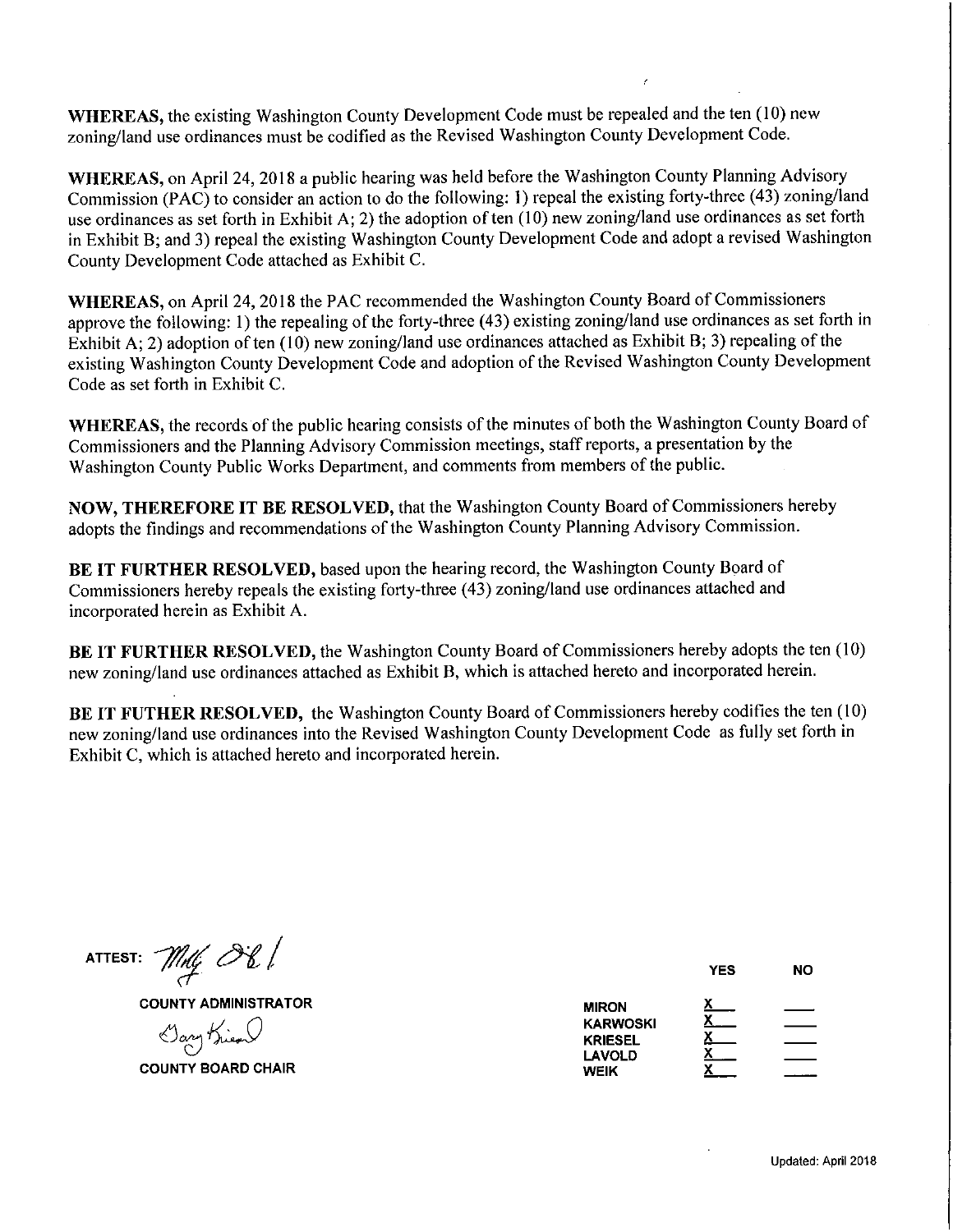**WHEREAS,** the existing Washington County Development Code must be repealed and the ten (10) new zoning/land use ordinances must be codified as the Revised Washington County Development Code.

**WHEREAS,** on April 24, 2018 a public hearing was held before the Washington County Planning Advisory Commission (PAC) to consider an action to do the following: 1) repeal the existing forty-three (43) zoning/land use ordinances as set forth in Exhibit A; 2) the adoption of ten (10) new zoning/land use ordinances as set forth in Exhibit B; and 3) repeal the existing Washington County Development Code and adopt a revised Washington County Development Code attached as Exhibit C.

**WHEREAS,** on April 24, 2018 the PAC recommended the Washington County Board of Commissioners approve the following: 1) the repealing of the forty-three (43) existing zoning/land use ordinances as set forth in Exhibit A; 2) adoption of ten (10) new zoning/land use ordinances attached as Exhibit B; 3) repealing of the existing Washington County Development Code and adoption of the Revised Washington County Development Code as set forth in Exhibit C.

**WHEREAS,** the records of the public hearing consists of the minutes of both the Washington County Board of Commissioners and the Planning Advisory Commission meetings, staff reports, a presentation by the Washington County Public Works Department, and comments from members of the public.

**NOW, THEREFORE IT BE RESOLVED,** that the Washington County Board of Commissioners hereby adopts the findings and recommendations of the Washington County Planning Advisory Commission.

**BE IT FURTHER RESOLVED,** based upon the hearing record, the Washington County Board of Commissioners hereby repeals the existing forty-three (43) zoning/land use ordinances attached and incorporated herein as Exhibit A.

**BE IT FURTHER RESOLVED,** the Washington County Board of Commissioners hereby adopts the ten (10) new zoning/land use ordinances attached as Exhibit B, which is attached hereto and incorporated herein.

**BE IT FUTHER RESOLVED,** the Washington County Board of Commissioners hereby codifies the ten (10) new zoning/land use ordinances into the Revised Washington County Development Code as fully set forth in Exhibit C, which is attached hereto and incorporated herein.

ATTEST: *[signature]*

**COUNTY ADMINISTRATOR**

*[signature]*

**COUNTY BOARD CHAIR**

| | YES | NO |
|---|---|---|
| **MIRON** | X | |
| **KARWOSKI** | X | |
| **KRIESEL** | X | |
| **LAVOLD** | X | |
| **WEIK** | X | |

Updated: April 2018